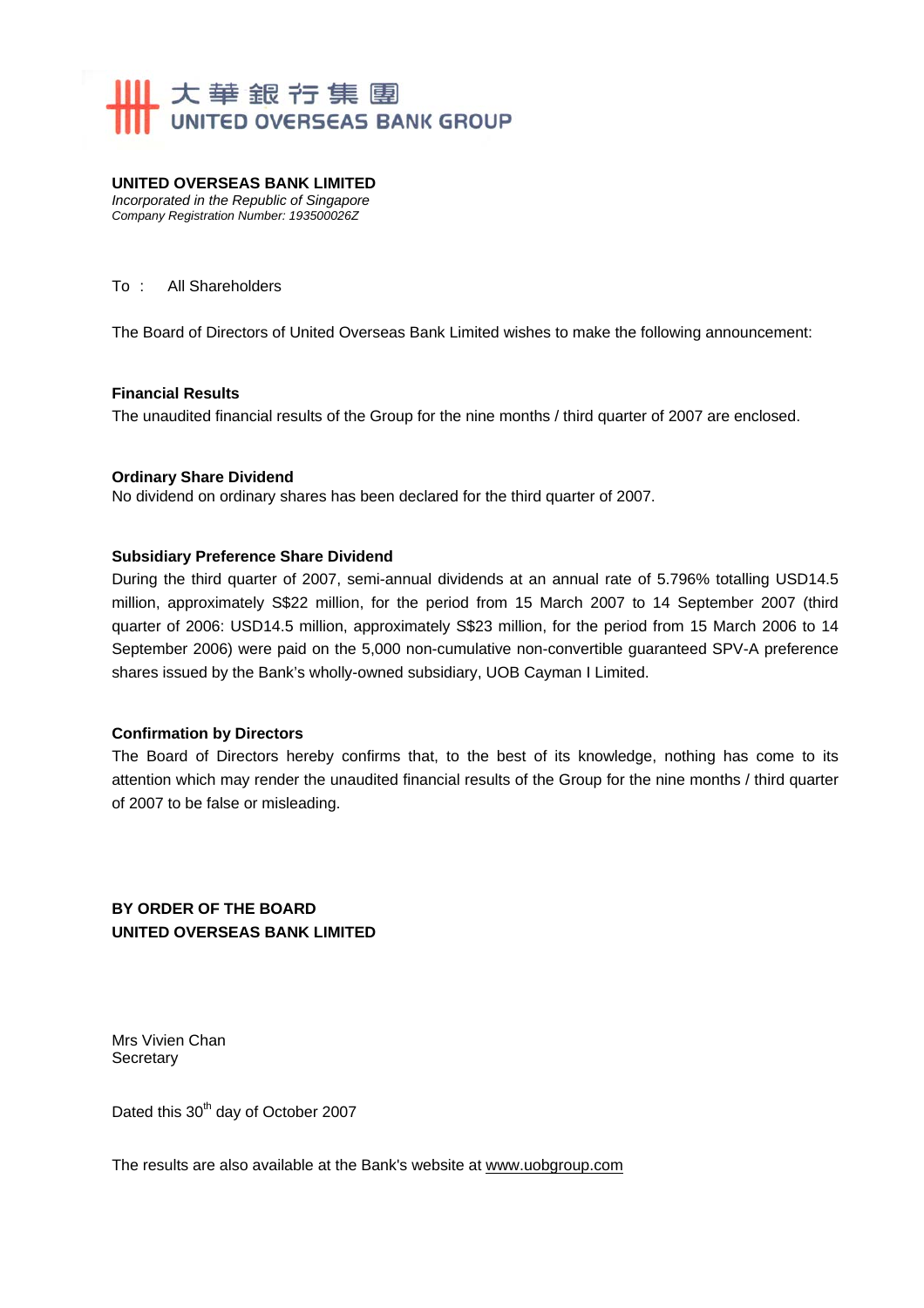大華銀行集團
UNITED OVERSEAS BANK GROUP

**UNITED OVERSEAS BANK LIMITED**
*Incorporated in the Republic of Singapore*
*Company Registration Number: 193500026Z*

To : All Shareholders

The Board of Directors of United Overseas Bank Limited wishes to make the following announcement:

**Financial Results**

The unaudited financial results of the Group for the nine months / third quarter of 2007 are enclosed.

**Ordinary Share Dividend**

No dividend on ordinary shares has been declared for the third quarter of 2007.

**Subsidiary Preference Share Dividend**

During the third quarter of 2007, semi-annual dividends at an annual rate of 5.796% totalling USD14.5 million, approximately S$22 million, for the period from 15 March 2007 to 14 September 2007 (third quarter of 2006: USD14.5 million, approximately S$23 million, for the period from 15 March 2006 to 14 September 2006) were paid on the 5,000 non-cumulative non-convertible guaranteed SPV-A preference shares issued by the Bank's wholly-owned subsidiary, UOB Cayman I Limited.

**Confirmation by Directors**

The Board of Directors hereby confirms that, to the best of its knowledge, nothing has come to its attention which may render the unaudited financial results of the Group for the nine months / third quarter of 2007 to be false or misleading.

**BY ORDER OF THE BOARD**
**UNITED OVERSEAS BANK LIMITED**

Mrs Vivien Chan
Secretary

Dated this 30th day of October 2007

The results are also available at the Bank's website at www.uobgroup.com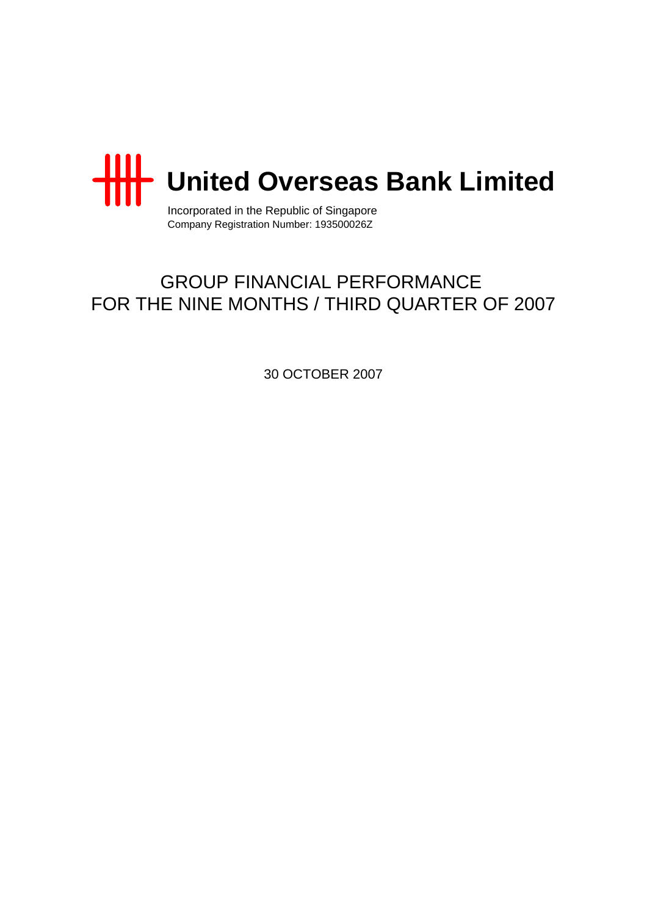# United Overseas Bank Limited

Incorporated in the Republic of Singapore
Company Registration Number: 193500026Z

## GROUP FINANCIAL PERFORMANCE
## FOR THE NINE MONTHS / THIRD QUARTER OF 2007

30 OCTOBER 2007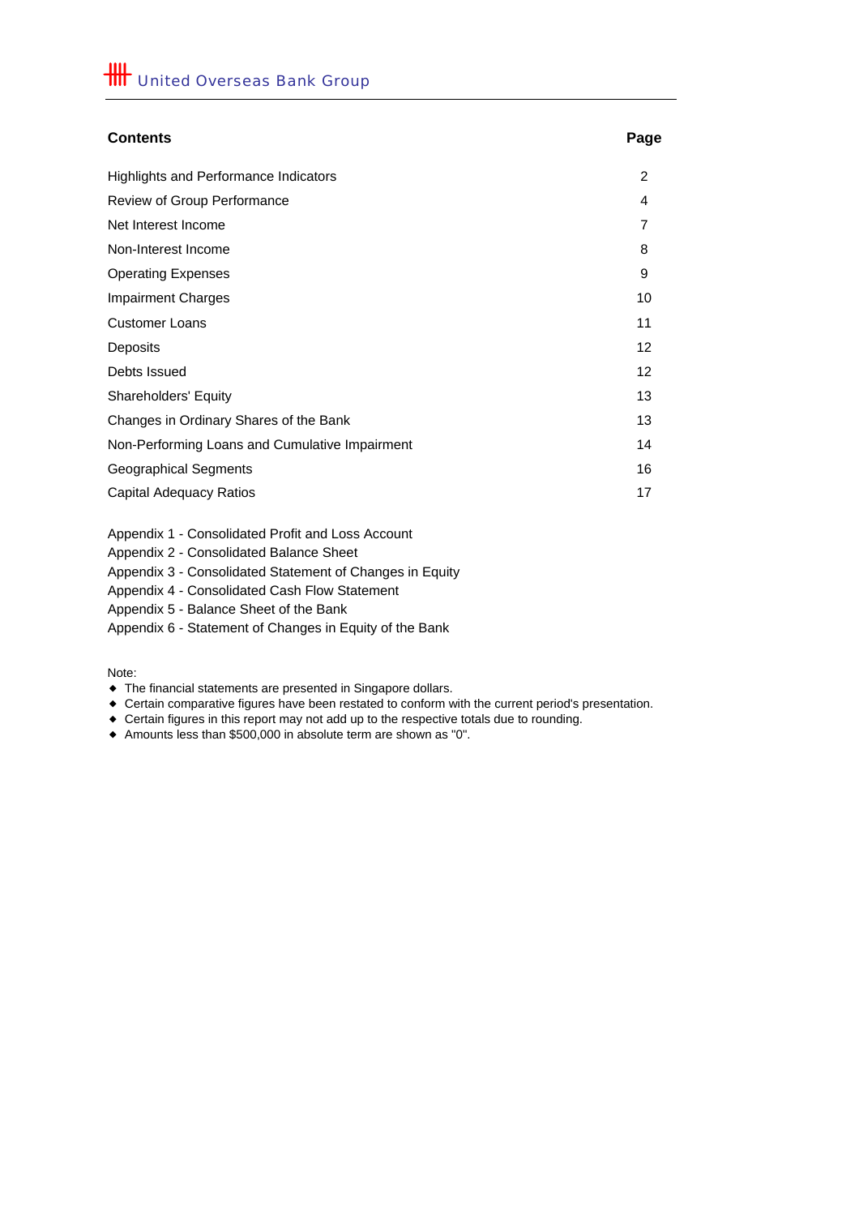United Overseas Bank Group

| Contents | Page |
|---|---|
| Highlights and Performance Indicators | 2 |
| Review of Group Performance | 4 |
| Net Interest Income | 7 |
| Non-Interest Income | 8 |
| Operating Expenses | 9 |
| Impairment Charges | 10 |
| Customer Loans | 11 |
| Deposits | 12 |
| Debts Issued | 12 |
| Shareholders' Equity | 13 |
| Changes in Ordinary Shares of the Bank | 13 |
| Non-Performing Loans and Cumulative Impairment | 14 |
| Geographical Segments | 16 |
| Capital Adequacy Ratios | 17 |

Appendix 1 - Consolidated Profit and Loss Account
Appendix 2 - Consolidated Balance Sheet
Appendix 3 - Consolidated Statement of Changes in Equity
Appendix 4 - Consolidated Cash Flow Statement
Appendix 5 - Balance Sheet of the Bank
Appendix 6 - Statement of Changes in Equity of the Bank

Note:
- The financial statements are presented in Singapore dollars.
- Certain comparative figures have been restated to conform with the current period's presentation.
- Certain figures in this report may not add up to the respective totals due to rounding.
- Amounts less than $500,000 in absolute term are shown as "0".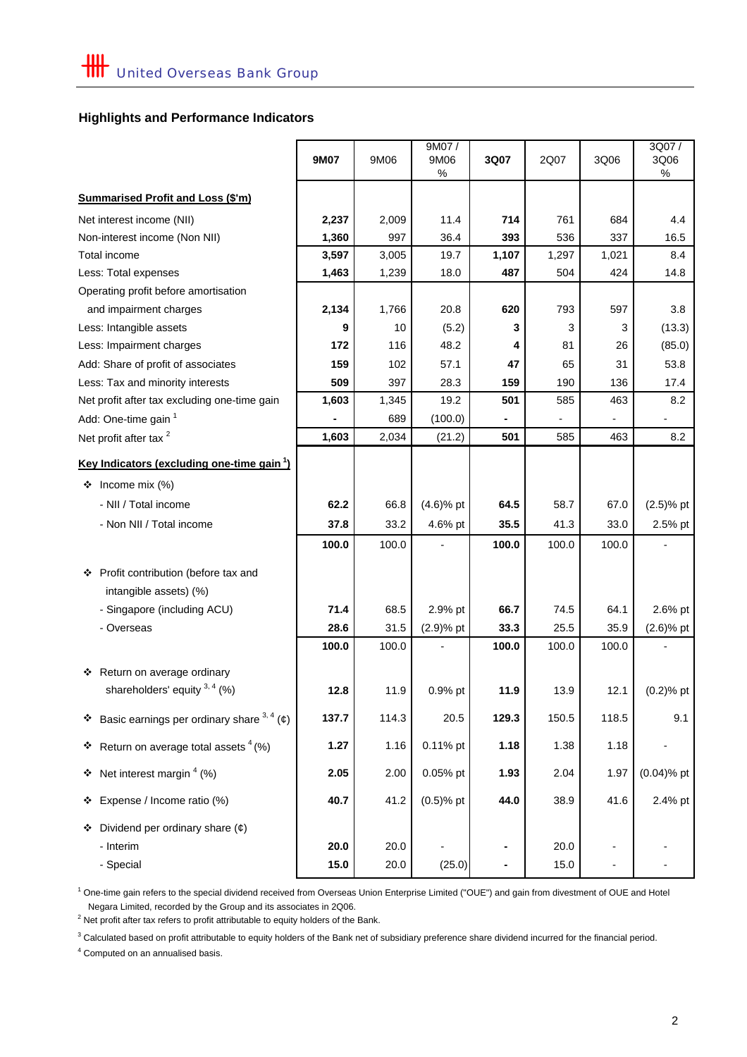## Highlights and Performance Indicators

| | 9M07 | 9M06 | 9M07 / 9M06 % | 3Q07 | 2Q07 | 3Q06 | 3Q07 / 3Q06 % |
|---|---|---|---|---|---|---|---|
| **Summarised Profit and Loss ($'m)** | | | | | | | |
| Net interest income (NII) | **2,237** | 2,009 | 11.4 | **714** | 761 | 684 | 4.4 |
| Non-interest income (Non NII) | **1,360** | 997 | 36.4 | **393** | 536 | 337 | 16.5 |
| Total income | **3,597** | 3,005 | 19.7 | **1,107** | 1,297 | 1,021 | 8.4 |
| Less: Total expenses | **1,463** | 1,239 | 18.0 | **487** | 504 | 424 | 14.8 |
| Operating profit before amortisation and impairment charges | **2,134** | 1,766 | 20.8 | **620** | 793 | 597 | 3.8 |
| Less: Intangible assets | **9** | 10 | (5.2) | **3** | 3 | 3 | (13.3) |
| Less: Impairment charges | **172** | 116 | 48.2 | **4** | 81 | 26 | (85.0) |
| Add: Share of profit of associates | **159** | 102 | 57.1 | **47** | 65 | 31 | 53.8 |
| Less: Tax and minority interests | **509** | 397 | 28.3 | **159** | 190 | 136 | 17.4 |
| Net profit after tax excluding one-time gain | **1,603** | 1,345 | 19.2 | **501** | 585 | 463 | 8.2 |
| Add: One-time gain [1] | **-** | 689 | (100.0) | **-** | - | - | - |
| Net profit after tax [2] | **1,603** | 2,034 | (21.2) | **501** | 585 | 463 | 8.2 |
| **Key Indicators (excluding one-time gain [1])** | | | | | | | |
| ❖ Income mix (%) | | | | | | | |
| - NII / Total income | **62.2** | 66.8 | (4.6)% pt | **64.5** | 58.7 | 67.0 | (2.5)% pt |
| - Non NII / Total income | **37.8** | 33.2 | 4.6% pt | **35.5** | 41.3 | 33.0 | 2.5% pt |
| | **100.0** | 100.0 | - | **100.0** | 100.0 | 100.0 | - |
| ❖ Profit contribution (before tax and intangible assets) (%) | | | | | | | |
| - Singapore (including ACU) | **71.4** | 68.5 | 2.9% pt | **66.7** | 74.5 | 64.1 | 2.6% pt |
| - Overseas | **28.6** | 31.5 | (2.9)% pt | **33.3** | 25.5 | 35.9 | (2.6)% pt |
| | **100.0** | 100.0 | - | **100.0** | 100.0 | 100.0 | - |
| ❖ Return on average ordinary shareholders' equity [3, 4] (%) | **12.8** | 11.9 | 0.9% pt | **11.9** | 13.9 | 12.1 | (0.2)% pt |
| ❖ Basic earnings per ordinary share [3, 4] (¢) | **137.7** | 114.3 | 20.5 | **129.3** | 150.5 | 118.5 | 9.1 |
| ❖ Return on average total assets [4] (%) | **1.27** | 1.16 | 0.11% pt | **1.18** | 1.38 | 1.18 | - |
| ❖ Net interest margin [4] (%) | **2.05** | 2.00 | 0.05% pt | **1.93** | 2.04 | 1.97 | (0.04)% pt |
| ❖ Expense / Income ratio (%) | **40.7** | 41.2 | (0.5)% pt | **44.0** | 38.9 | 41.6 | 2.4% pt |
| ❖ Dividend per ordinary share (¢) | | | | | | | |
| - Interim | **20.0** | 20.0 | - | **-** | 20.0 | - | - |
| - Special | **15.0** | 20.0 | (25.0) | **-** | 15.0 | - | - |

[1] One-time gain refers to the special dividend received from Overseas Union Enterprise Limited ("OUE") and gain from divestment of OUE and Hotel Negara Limited, recorded by the Group and its associates in 2Q06.

[2] Net profit after tax refers to profit attributable to equity holders of the Bank.

[3] Calculated based on profit attributable to equity holders of the Bank net of subsidiary preference share dividend incurred for the financial period.

[4] Computed on an annualised basis.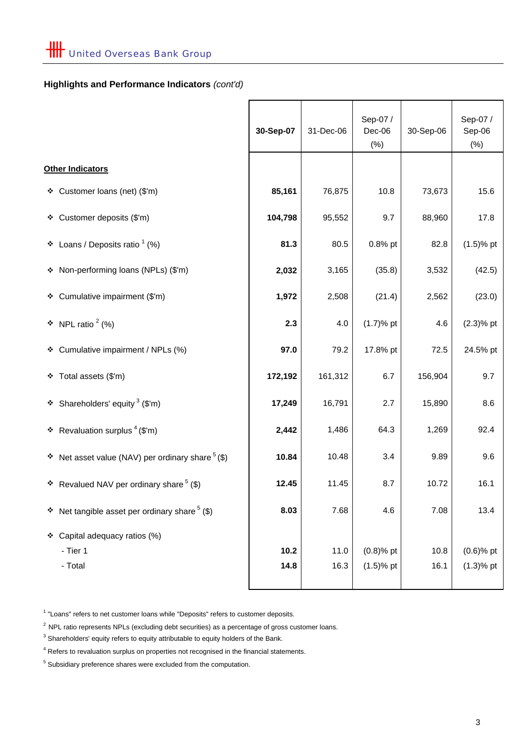## Highlights and Performance Indicators *(cont'd)*

| | 30-Sep-07 | 31-Dec-06 | Sep-07 / Dec-06 (%) | 30-Sep-06 | Sep-07 / Sep-06 (%) |
|---|---|---|---|---|---|
| **Other Indicators** | | | | | |
| ❖ Customer loans (net) ($'m) | **85,161** | 76,875 | 10.8 | 73,673 | 15.6 |
| ❖ Customer deposits ($'m) | **104,798** | 95,552 | 9.7 | 88,960 | 17.8 |
| ❖ Loans / Deposits ratio [1] (%) | **81.3** | 80.5 | 0.8% pt | 82.8 | (1.5)% pt |
| ❖ Non-performing loans (NPLs) ($'m) | **2,032** | 3,165 | (35.8) | 3,532 | (42.5) |
| ❖ Cumulative impairment ($'m) | **1,972** | 2,508 | (21.4) | 2,562 | (23.0) |
| ❖ NPL ratio [2] (%) | **2.3** | 4.0 | (1.7)% pt | 4.6 | (2.3)% pt |
| ❖ Cumulative impairment / NPLs (%) | **97.0** | 79.2 | 17.8% pt | 72.5 | 24.5% pt |
| ❖ Total assets ($'m) | **172,192** | 161,312 | 6.7 | 156,904 | 9.7 |
| ❖ Shareholders' equity [3] ($'m) | **17,249** | 16,791 | 2.7 | 15,890 | 8.6 |
| ❖ Revaluation surplus [4] ($'m) | **2,442** | 1,486 | 64.3 | 1,269 | 92.4 |
| ❖ Net asset value (NAV) per ordinary share [5] ($) | **10.84** | 10.48 | 3.4 | 9.89 | 9.6 |
| ❖ Revalued NAV per ordinary share [5] ($) | **12.45** | 11.45 | 8.7 | 10.72 | 16.1 |
| ❖ Net tangible asset per ordinary share [5] ($) | **8.03** | 7.68 | 4.6 | 7.08 | 13.4 |
| ❖ Capital adequacy ratios (%) | | | | | |
| - Tier 1 | **10.2** | 11.0 | (0.8)% pt | 10.8 | (0.6)% pt |
| - Total | **14.8** | 16.3 | (1.5)% pt | 16.1 | (1.3)% pt |

[1] "Loans" refers to net customer loans while "Deposits" refers to customer deposits.

[2] NPL ratio represents NPLs (excluding debt securities) as a percentage of gross customer loans.

[3] Shareholders' equity refers to equity attributable to equity holders of the Bank.

[4] Refers to revaluation surplus on properties not recognised in the financial statements.

[5] Subsidiary preference shares were excluded from the computation.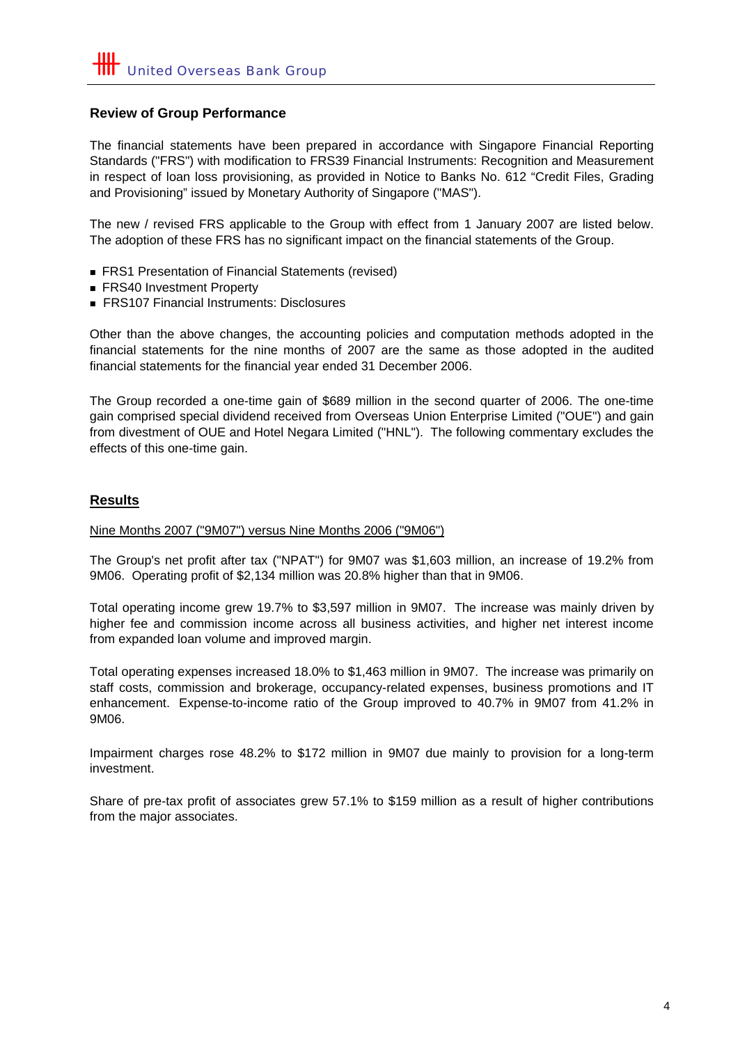## Review of Group Performance

The financial statements have been prepared in accordance with Singapore Financial Reporting Standards ("FRS") with modification to FRS39 Financial Instruments: Recognition and Measurement in respect of loan loss provisioning, as provided in Notice to Banks No. 612 "Credit Files, Grading and Provisioning" issued by Monetary Authority of Singapore ("MAS").

The new / revised FRS applicable to the Group with effect from 1 January 2007 are listed below. The adoption of these FRS has no significant impact on the financial statements of the Group.

- FRS1 Presentation of Financial Statements (revised)
- FRS40 Investment Property
- FRS107 Financial Instruments: Disclosures

Other than the above changes, the accounting policies and computation methods adopted in the financial statements for the nine months of 2007 are the same as those adopted in the audited financial statements for the financial year ended 31 December 2006.

The Group recorded a one-time gain of $689 million in the second quarter of 2006. The one-time gain comprised special dividend received from Overseas Union Enterprise Limited ("OUE") and gain from divestment of OUE and Hotel Negara Limited ("HNL"). The following commentary excludes the effects of this one-time gain.

## Results

Nine Months 2007 ("9M07") versus Nine Months 2006 ("9M06")

The Group's net profit after tax ("NPAT") for 9M07 was $1,603 million, an increase of 19.2% from 9M06. Operating profit of $2,134 million was 20.8% higher than that in 9M06.

Total operating income grew 19.7% to $3,597 million in 9M07. The increase was mainly driven by higher fee and commission income across all business activities, and higher net interest income from expanded loan volume and improved margin.

Total operating expenses increased 18.0% to $1,463 million in 9M07. The increase was primarily on staff costs, commission and brokerage, occupancy-related expenses, business promotions and IT enhancement. Expense-to-income ratio of the Group improved to 40.7% in 9M07 from 41.2% in 9M06.

Impairment charges rose 48.2% to $172 million in 9M07 due mainly to provision for a long-term investment.

Share of pre-tax profit of associates grew 57.1% to $159 million as a result of higher contributions from the major associates.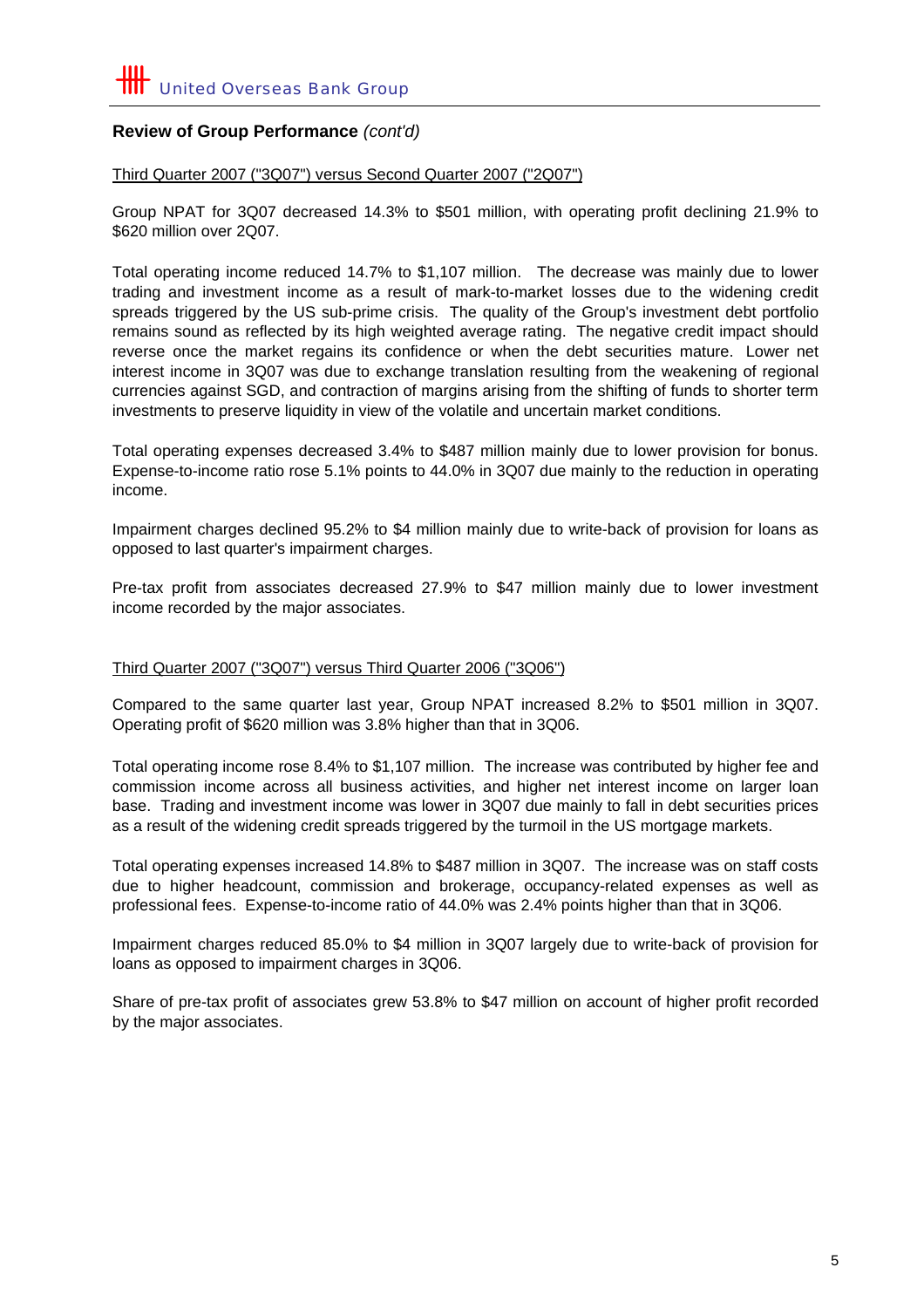## Review of Group Performance *(cont'd)*

Third Quarter 2007 ("3Q07") versus Second Quarter 2007 ("2Q07")

Group NPAT for 3Q07 decreased 14.3% to $501 million, with operating profit declining 21.9% to $620 million over 2Q07.

Total operating income reduced 14.7% to $1,107 million. The decrease was mainly due to lower trading and investment income as a result of mark-to-market losses due to the widening credit spreads triggered by the US sub-prime crisis. The quality of the Group's investment debt portfolio remains sound as reflected by its high weighted average rating. The negative credit impact should reverse once the market regains its confidence or when the debt securities mature. Lower net interest income in 3Q07 was due to exchange translation resulting from the weakening of regional currencies against SGD, and contraction of margins arising from the shifting of funds to shorter term investments to preserve liquidity in view of the volatile and uncertain market conditions.

Total operating expenses decreased 3.4% to $487 million mainly due to lower provision for bonus. Expense-to-income ratio rose 5.1% points to 44.0% in 3Q07 due mainly to the reduction in operating income.

Impairment charges declined 95.2% to $4 million mainly due to write-back of provision for loans as opposed to last quarter's impairment charges.

Pre-tax profit from associates decreased 27.9% to $47 million mainly due to lower investment income recorded by the major associates.

Third Quarter 2007 ("3Q07") versus Third Quarter 2006 ("3Q06")

Compared to the same quarter last year, Group NPAT increased 8.2% to $501 million in 3Q07. Operating profit of $620 million was 3.8% higher than that in 3Q06.

Total operating income rose 8.4% to $1,107 million. The increase was contributed by higher fee and commission income across all business activities, and higher net interest income on larger loan base. Trading and investment income was lower in 3Q07 due mainly to fall in debt securities prices as a result of the widening credit spreads triggered by the turmoil in the US mortgage markets.

Total operating expenses increased 14.8% to $487 million in 3Q07. The increase was on staff costs due to higher headcount, commission and brokerage, occupancy-related expenses as well as professional fees. Expense-to-income ratio of 44.0% was 2.4% points higher than that in 3Q06.

Impairment charges reduced 85.0% to $4 million in 3Q07 largely due to write-back of provision for loans as opposed to impairment charges in 3Q06.

Share of pre-tax profit of associates grew 53.8% to $47 million on account of higher profit recorded by the major associates.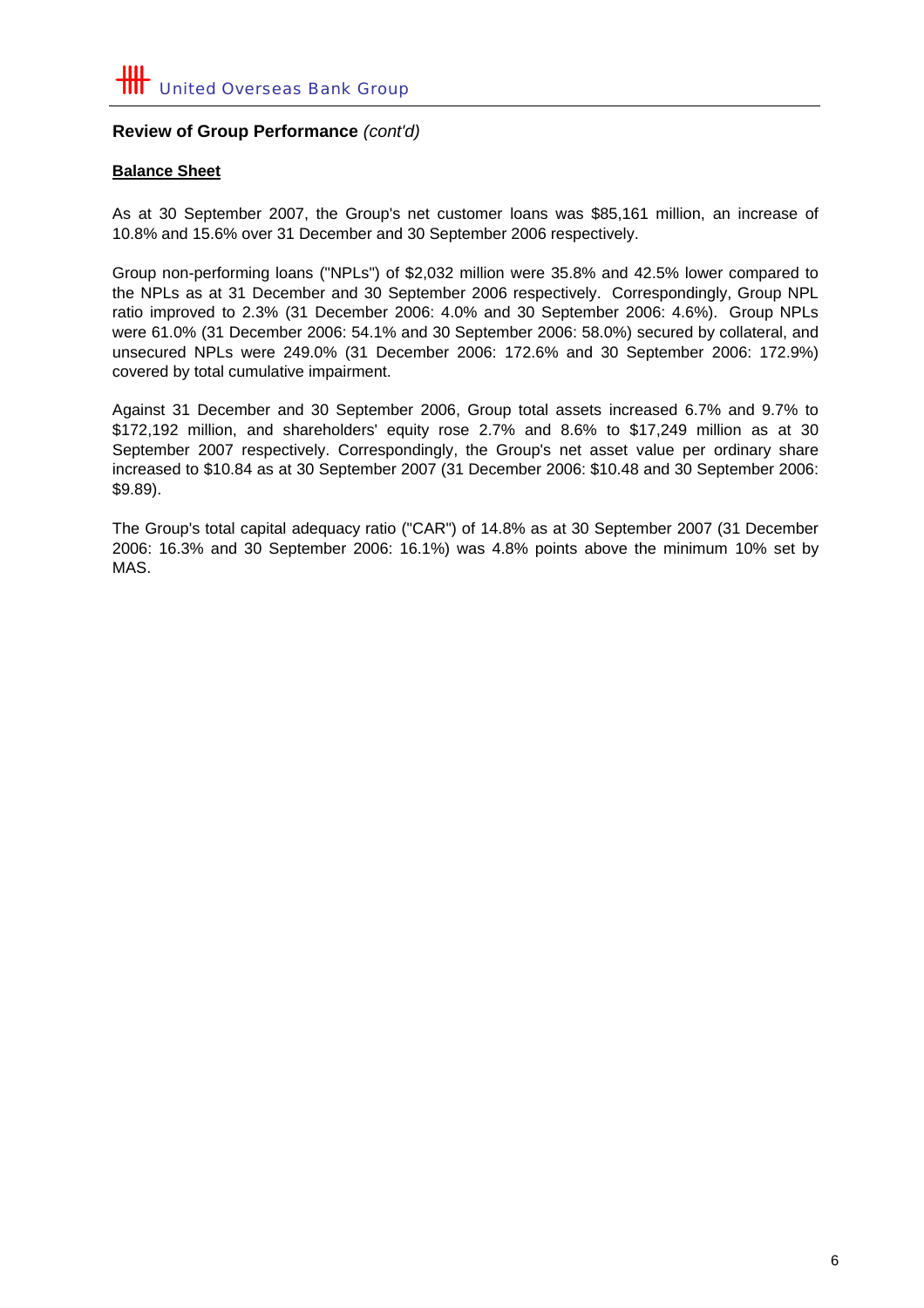## Review of Group Performance *(cont'd)*

**Balance Sheet**

As at 30 September 2007, the Group's net customer loans was $85,161 million, an increase of 10.8% and 15.6% over 31 December and 30 September 2006 respectively.

Group non-performing loans ("NPLs") of $2,032 million were 35.8% and 42.5% lower compared to the NPLs as at 31 December and 30 September 2006 respectively. Correspondingly, Group NPL ratio improved to 2.3% (31 December 2006: 4.0% and 30 September 2006: 4.6%). Group NPLs were 61.0% (31 December 2006: 54.1% and 30 September 2006: 58.0%) secured by collateral, and unsecured NPLs were 249.0% (31 December 2006: 172.6% and 30 September 2006: 172.9%) covered by total cumulative impairment.

Against 31 December and 30 September 2006, Group total assets increased 6.7% and 9.7% to $172,192 million, and shareholders' equity rose 2.7% and 8.6% to $17,249 million as at 30 September 2007 respectively. Correspondingly, the Group's net asset value per ordinary share increased to $10.84 as at 30 September 2007 (31 December 2006: $10.48 and 30 September 2006: $9.89).

The Group's total capital adequacy ratio ("CAR") of 14.8% as at 30 September 2007 (31 December 2006: 16.3% and 30 September 2006: 16.1%) was 4.8% points above the minimum 10% set by MAS.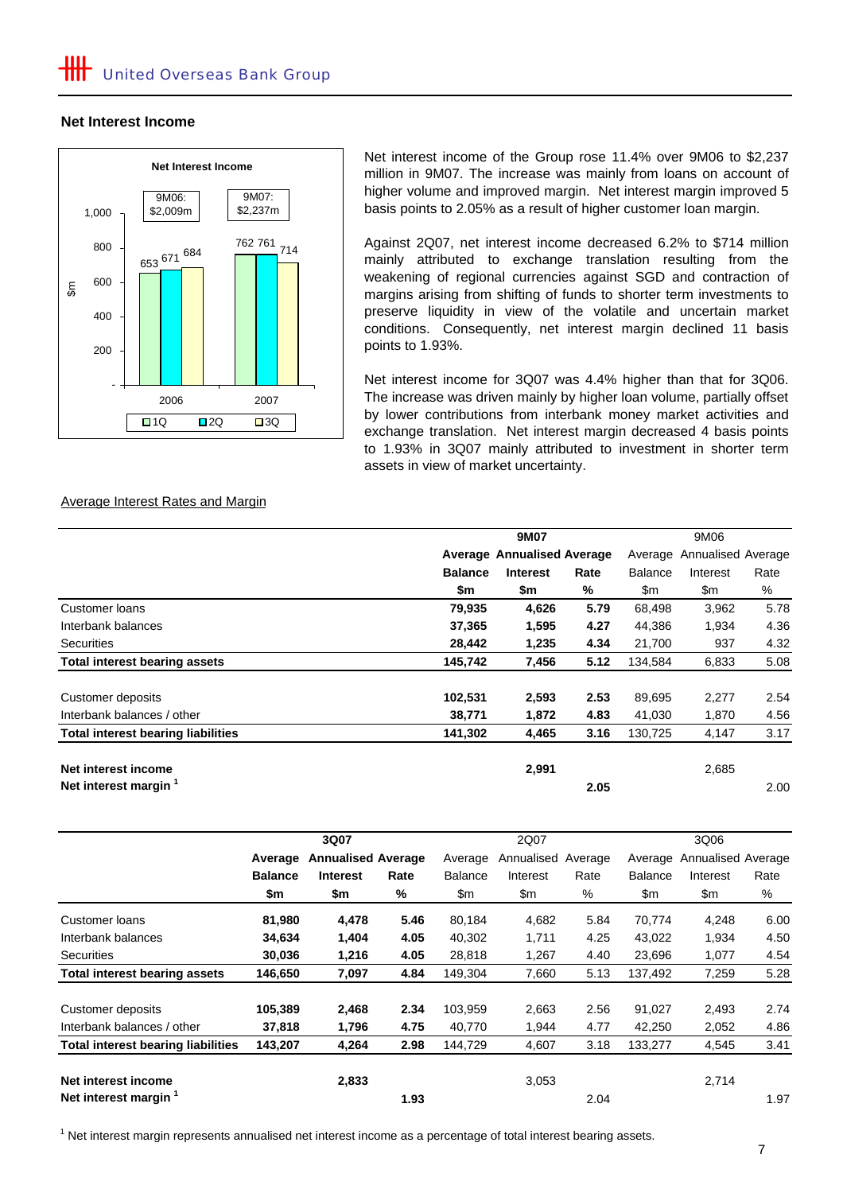## Net Interest Income

**Net Interest Income**

| $m | 2006 | 2007 |
|---|---|---|
| 1Q | 653 | 762 |
| 2Q | 671 | 761 |
| 3Q | 684 | 714 |

9M06: $2,009m

9M07: $2,237m

Net interest income of the Group rose 11.4% over 9M06 to $2,237 million in 9M07. The increase was mainly from loans on account of higher volume and improved margin. Net interest margin improved 5 basis points to 2.05% as a result of higher customer loan margin.

Against 2Q07, net interest income decreased 6.2% to $714 million mainly attributed to exchange translation resulting from the weakening of regional currencies against SGD and contraction of margins arising from shifting of funds to shorter term investments to preserve liquidity in view of the volatile and uncertain market conditions. Consequently, net interest margin declined 11 basis points to 1.93%.

Net interest income for 3Q07 was 4.4% higher than that for 3Q06. The increase was driven mainly by higher loan volume, partially offset by lower contributions from interbank money market activities and exchange translation. Net interest margin decreased 4 basis points to 1.93% in 3Q07 mainly attributed to investment in shorter term assets in view of market uncertainty.

Average Interest Rates and Margin

| | **9M07** | | | 9M06 | | |
|---|---|---|---|---|---|---|
| | **Average Balance** | **Annualised Interest** | **Average Rate** | Average Balance | Annualised Interest | Average Rate |
| | **$m** | **$m** | **%** | $m | $m | % |
| Customer loans | **79,935** | **4,626** | **5.79** | 68,498 | 3,962 | 5.78 |
| Interbank balances | **37,365** | **1,595** | **4.27** | 44,386 | 1,934 | 4.36 |
| Securities | **28,442** | **1,235** | **4.34** | 21,700 | 937 | 4.32 |
| **Total interest bearing assets** | **145,742** | **7,456** | **5.12** | 134,584 | 6,833 | 5.08 |
| | | | | | | |
| Customer deposits | **102,531** | **2,593** | **2.53** | 89,695 | 2,277 | 2.54 |
| Interbank balances / other | **38,771** | **1,872** | **4.83** | 41,030 | 1,870 | 4.56 |
| **Total interest bearing liabilities** | **141,302** | **4,465** | **3.16** | 130,725 | 4,147 | 3.17 |
| | | | | | | |
| **Net interest income** | | **2,991** | | | 2,685 | |
| **Net interest margin** [1] | | | **2.05** | | | 2.00 |

| | **3Q07** | | | 2Q07 | | | 3Q06 | | |
|---|---|---|---|---|---|---|---|---|---|
| | **Average Balance** | **Annualised Interest** | **Average Rate** | Average Balance | Annualised Interest | Average Rate | Average Balance | Annualised Interest | Average Rate |
| | **$m** | **$m** | **%** | $m | $m | % | $m | $m | % |
| Customer loans | **81,980** | **4,478** | **5.46** | 80,184 | 4,682 | 5.84 | 70,774 | 4,248 | 6.00 |
| Interbank balances | **34,634** | **1,404** | **4.05** | 40,302 | 1,711 | 4.25 | 43,022 | 1,934 | 4.50 |
| Securities | **30,036** | **1,216** | **4.05** | 28,818 | 1,267 | 4.40 | 23,696 | 1,077 | 4.54 |
| **Total interest bearing assets** | **146,650** | **7,097** | **4.84** | 149,304 | 7,660 | 5.13 | 137,492 | 7,259 | 5.28 |
| | | | | | | | | | |
| Customer deposits | **105,389** | **2,468** | **2.34** | 103,959 | 2,663 | 2.56 | 91,027 | 2,493 | 2.74 |
| Interbank balances / other | **37,818** | **1,796** | **4.75** | 40,770 | 1,944 | 4.77 | 42,250 | 2,052 | 4.86 |
| **Total interest bearing liabilities** | **143,207** | **4,264** | **2.98** | 144,729 | 4,607 | 3.18 | 133,277 | 4,545 | 3.41 |
| | | | | | | | | | |
| **Net interest income** | | **2,833** | | | 3,053 | | | 2,714 | |
| **Net interest margin** [1] | | | **1.93** | | | 2.04 | | | 1.97 |

[1] Net interest margin represents annualised net interest income as a percentage of total interest bearing assets.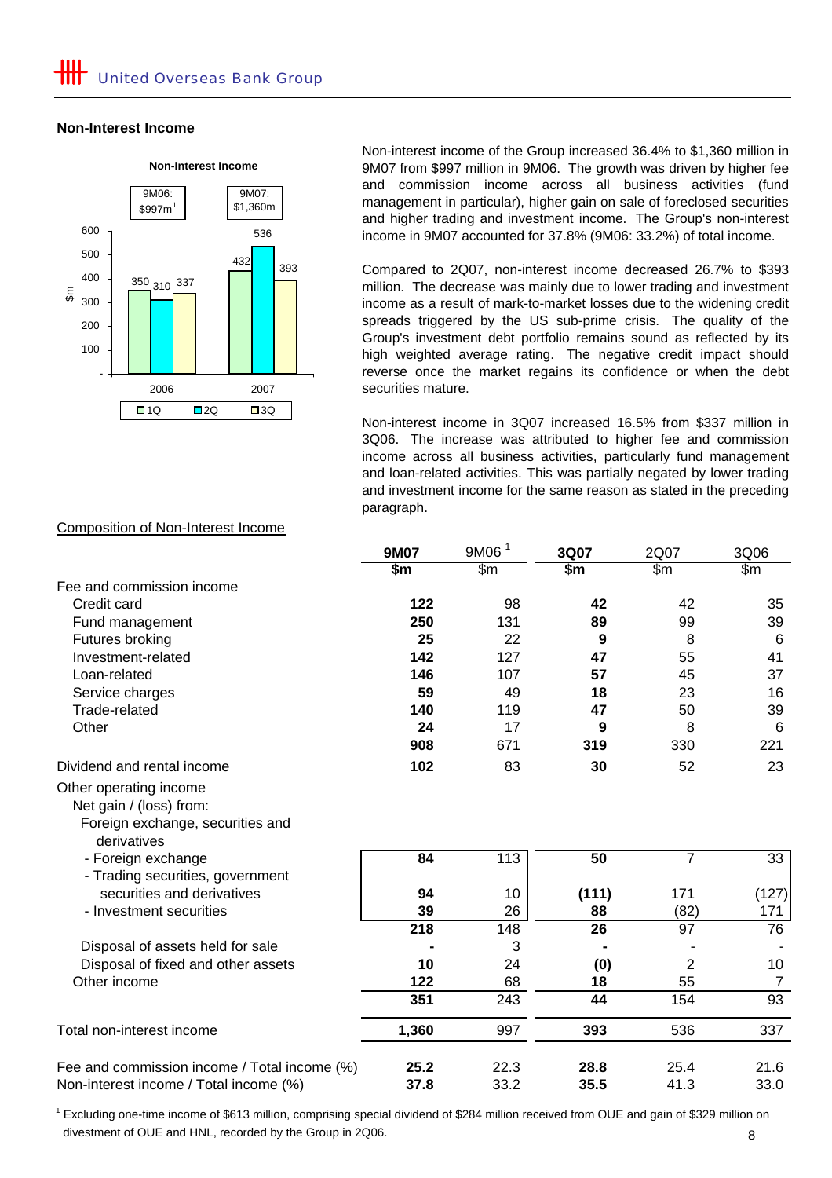## Non-Interest Income

**Non-Interest Income**

| | 1Q | 2Q | 3Q |
|---|---|---|---|
| 2006 (9M06: $997m[1]) | 350 | 310 | 337 |
| 2007 (9M07: $1,360m) | 432 | 536 | 393 |

Non-interest income of the Group increased 36.4% to $1,360 million in 9M07 from $997 million in 9M06. The growth was driven by higher fee and commission income across all business activities (fund management in particular), higher gain on sale of foreclosed securities and higher trading and investment income. The Group's non-interest income in 9M07 accounted for 37.8% (9M06: 33.2%) of total income.

Compared to 2Q07, non-interest income decreased 26.7% to $393 million. The decrease was mainly due to lower trading and investment income as a result of mark-to-market losses due to the widening credit spreads triggered by the US sub-prime crisis. The quality of the Group's investment debt portfolio remains sound as reflected by its high weighted average rating. The negative credit impact should reverse once the market regains its confidence or when the debt securities mature.

Non-interest income in 3Q07 increased 16.5% from $337 million in 3Q06. The increase was attributed to higher fee and commission income across all business activities, particularly fund management and loan-related activities. This was partially negated by lower trading and investment income for the same reason as stated in the preceding paragraph.

Composition of Non-Interest Income

| | **9M07** | 9M06 [1] | **3Q07** | 2Q07 | 3Q06 |
|---|---|---|---|---|---|
| | **$m** | $m | **$m** | $m | $m |
| Fee and commission income | | | | | |
| Credit card | **122** | 98 | **42** | 42 | 35 |
| Fund management | **250** | 131 | **89** | 99 | 39 |
| Futures broking | **25** | 22 | **9** | 8 | 6 |
| Investment-related | **142** | 127 | **47** | 55 | 41 |
| Loan-related | **146** | 107 | **57** | 45 | 37 |
| Service charges | **59** | 49 | **18** | 23 | 16 |
| Trade-related | **140** | 119 | **47** | 50 | 39 |
| Other | **24** | 17 | **9** | 8 | 6 |
| | **908** | 671 | **319** | 330 | 221 |
| Dividend and rental income | **102** | 83 | **30** | 52 | 23 |
| Other operating income | | | | | |
| Net gain / (loss) from: | | | | | |
| Foreign exchange, securities and derivatives | | | | | |
| - Foreign exchange | **84** | 113 | **50** | 7 | 33 |
| - Trading securities, government securities and derivatives | **94** | 10 | **(111)** | 171 | (127) |
| - Investment securities | **39** | 26 | **88** | (82) | 171 |
| | **218** | 148 | **26** | 97 | 76 |
| Disposal of assets held for sale | **-** | 3 | **-** | - | - |
| Disposal of fixed and other assets | **10** | 24 | **(0)** | 2 | 10 |
| Other income | **122** | 68 | **18** | 55 | 7 |
| | **351** | 243 | **44** | 154 | 93 |
| Total non-interest income | **1,360** | 997 | **393** | 536 | 337 |
| Fee and commission income / Total income (%) | **25.2** | 22.3 | **28.8** | 25.4 | 21.6 |
| Non-interest income / Total income (%) | **37.8** | 33.2 | **35.5** | 41.3 | 33.0 |

[1] Excluding one-time income of $613 million, comprising special dividend of $284 million received from OUE and gain of $329 million on divestment of OUE and HNL, recorded by the Group in 2Q06.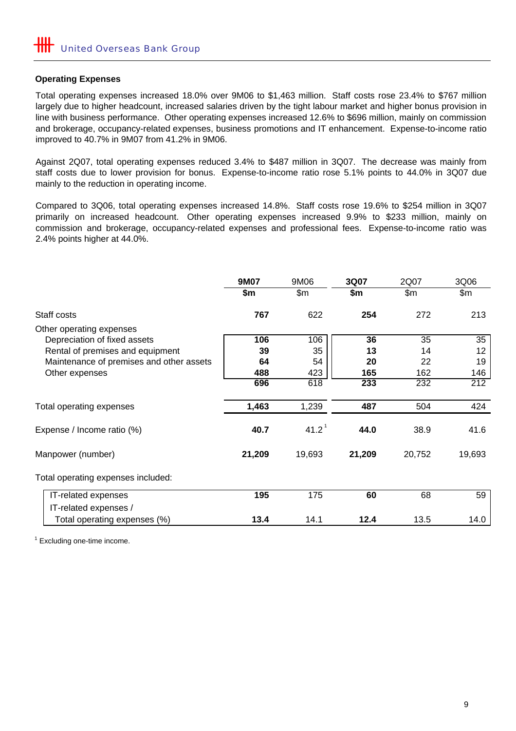## Operating Expenses

Total operating expenses increased 18.0% over 9M06 to $1,463 million. Staff costs rose 23.4% to $767 million largely due to higher headcount, increased salaries driven by the tight labour market and higher bonus provision in line with business performance. Other operating expenses increased 12.6% to $696 million, mainly on commission and brokerage, occupancy-related expenses, business promotions and IT enhancement. Expense-to-income ratio improved to 40.7% in 9M07 from 41.2% in 9M06.

Against 2Q07, total operating expenses reduced 3.4% to $487 million in 3Q07. The decrease was mainly from staff costs due to lower provision for bonus. Expense-to-income ratio rose 5.1% points to 44.0% in 3Q07 due mainly to the reduction in operating income.

Compared to 3Q06, total operating expenses increased 14.8%. Staff costs rose 19.6% to $254 million in 3Q07 primarily on increased headcount. Other operating expenses increased 9.9% to $233 million, mainly on commission and brokerage, occupancy-related expenses and professional fees. Expense-to-income ratio was 2.4% points higher at 44.0%.

| | **9M07** | 9M06 | **3Q07** | 2Q07 | 3Q06 |
|---|---|---|---|---|---|
| | **$m** | $m | **$m** | $m | $m |
| Staff costs | **767** | 622 | **254** | 272 | 213 |
| Other operating expenses | | | | | |
| Depreciation of fixed assets | **106** | 106 | **36** | 35 | 35 |
| Rental of premises and equipment | **39** | 35 | **13** | 14 | 12 |
| Maintenance of premises and other assets | **64** | 54 | **20** | 22 | 19 |
| Other expenses | **488** | 423 | **165** | 162 | 146 |
| | **696** | 618 | **233** | 232 | 212 |
| Total operating expenses | **1,463** | 1,239 | **487** | 504 | 424 |
| Expense / Income ratio (%) | **40.7** | 41.2[1] | **44.0** | 38.9 | 41.6 |
| Manpower (number) | **21,209** | 19,693 | **21,209** | 20,752 | 19,693 |
| Total operating expenses included: | | | | | |
| IT-related expenses | **195** | 175 | **60** | 68 | 59 |
| IT-related expenses / Total operating expenses (%) | **13.4** | 14.1 | **12.4** | 13.5 | 14.0 |

[1] Excluding one-time income.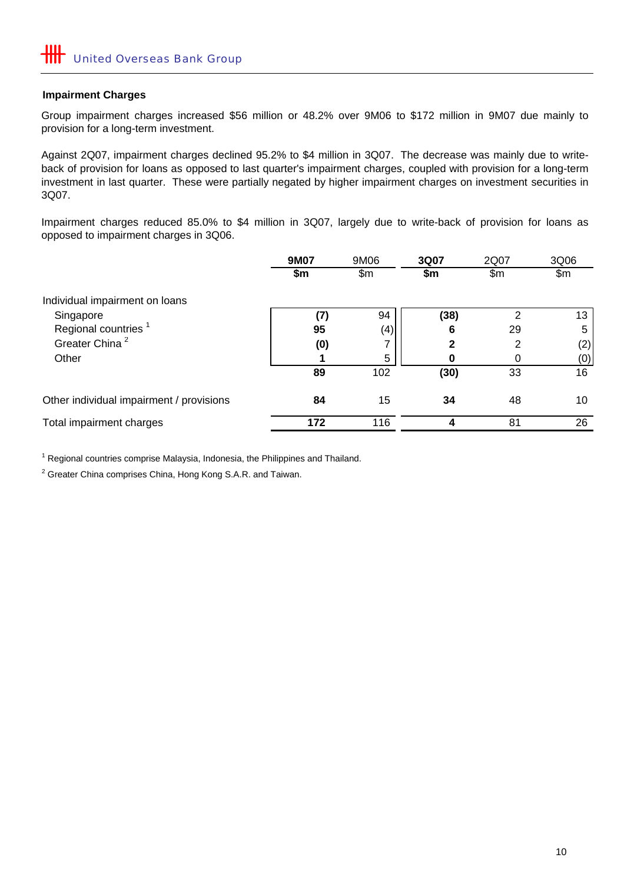### Impairment Charges

Group impairment charges increased $56 million or 48.2% over 9M06 to $172 million in 9M07 due mainly to provision for a long-term investment.

Against 2Q07, impairment charges declined 95.2% to $4 million in 3Q07. The decrease was mainly due to write-back of provision for loans as opposed to last quarter's impairment charges, coupled with provision for a long-term investment in last quarter. These were partially negated by higher impairment charges on investment securities in 3Q07.

Impairment charges reduced 85.0% to $4 million in 3Q07, largely due to write-back of provision for loans as opposed to impairment charges in 3Q06.

| | **9M07** | 9M06 | **3Q07** | 2Q07 | 3Q06 |
|---|---|---|---|---|---|
| | **$m** | $m | **$m** | $m | $m |
| Individual impairment on loans | | | | | |
| Singapore | **(7)** | 94 | **(38)** | 2 | 13 |
| Regional countries [1] | **95** | (4) | **6** | 29 | 5 |
| Greater China [2] | **(0)** | 7 | **2** | 2 | (2) |
| Other | **1** | 5 | **0** | 0 | (0) |
| | **89** | 102 | **(30)** | 33 | 16 |
| Other individual impairment / provisions | **84** | 15 | **34** | 48 | 10 |
| Total impairment charges | **172** | 116 | **4** | 81 | 26 |

[1] Regional countries comprise Malaysia, Indonesia, the Philippines and Thailand.

[2] Greater China comprises China, Hong Kong S.A.R. and Taiwan.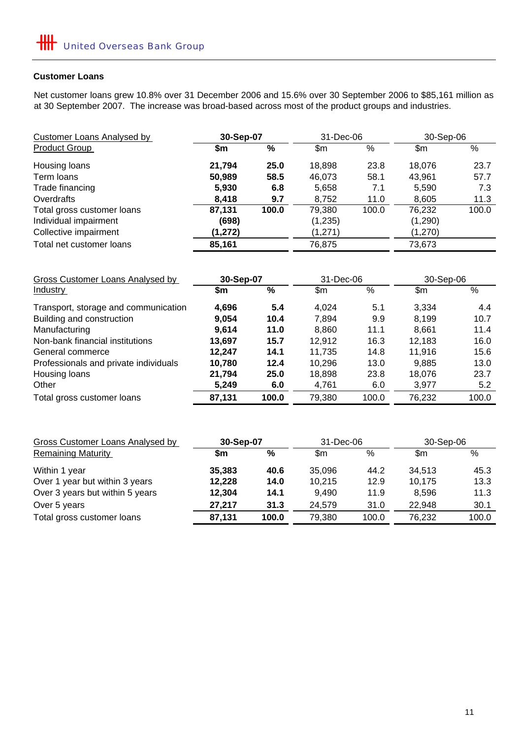## Customer Loans

Net customer loans grew 10.8% over 31 December 2006 and 15.6% over 30 September 2006 to $85,161 million as at 30 September 2007. The increase was broad-based across most of the product groups and industries.

| Customer Loans Analysed by Product Group | 30-Sep-07 | | 31-Dec-06 | | 30-Sep-06 | |
|---|---|---|---|---|---|---|
| | **$m** | **%** | $m | % | $m | % |
| Housing loans | **21,794** | **25.0** | 18,898 | 23.8 | 18,076 | 23.7 |
| Term loans | **50,989** | **58.5** | 46,073 | 58.1 | 43,961 | 57.7 |
| Trade financing | **5,930** | **6.8** | 5,658 | 7.1 | 5,590 | 7.3 |
| Overdrafts | **8,418** | **9.7** | 8,752 | 11.0 | 8,605 | 11.3 |
| Total gross customer loans | **87,131** | **100.0** | 79,380 | 100.0 | 76,232 | 100.0 |
| Individual impairment | **(698)** | | (1,235) | | (1,290) | |
| Collective impairment | **(1,272)** | | (1,271) | | (1,270) | |
| Total net customer loans | **85,161** | | 76,875 | | 73,673 | |

| Gross Customer Loans Analysed by Industry | 30-Sep-07 | | 31-Dec-06 | | 30-Sep-06 | |
|---|---|---|---|---|---|---|
| | **$m** | **%** | $m | % | $m | % |
| Transport, storage and communication | **4,696** | **5.4** | 4,024 | 5.1 | 3,334 | 4.4 |
| Building and construction | **9,054** | **10.4** | 7,894 | 9.9 | 8,199 | 10.7 |
| Manufacturing | **9,614** | **11.0** | 8,860 | 11.1 | 8,661 | 11.4 |
| Non-bank financial institutions | **13,697** | **15.7** | 12,912 | 16.3 | 12,183 | 16.0 |
| General commerce | **12,247** | **14.1** | 11,735 | 14.8 | 11,916 | 15.6 |
| Professionals and private individuals | **10,780** | **12.4** | 10,296 | 13.0 | 9,885 | 13.0 |
| Housing loans | **21,794** | **25.0** | 18,898 | 23.8 | 18,076 | 23.7 |
| Other | **5,249** | **6.0** | 4,761 | 6.0 | 3,977 | 5.2 |
| Total gross customer loans | **87,131** | **100.0** | 79,380 | 100.0 | 76,232 | 100.0 |

| Gross Customer Loans Analysed by Remaining Maturity | 30-Sep-07 | | 31-Dec-06 | | 30-Sep-06 | |
|---|---|---|---|---|---|---|
| | **$m** | **%** | $m | % | $m | % |
| Within 1 year | **35,383** | **40.6** | 35,096 | 44.2 | 34,513 | 45.3 |
| Over 1 year but within 3 years | **12,228** | **14.0** | 10,215 | 12.9 | 10,175 | 13.3 |
| Over 3 years but within 5 years | **12,304** | **14.1** | 9,490 | 11.9 | 8,596 | 11.3 |
| Over 5 years | **27,217** | **31.3** | 24,579 | 31.0 | 22,948 | 30.1 |
| Total gross customer loans | **87,131** | **100.0** | 79,380 | 100.0 | 76,232 | 100.0 |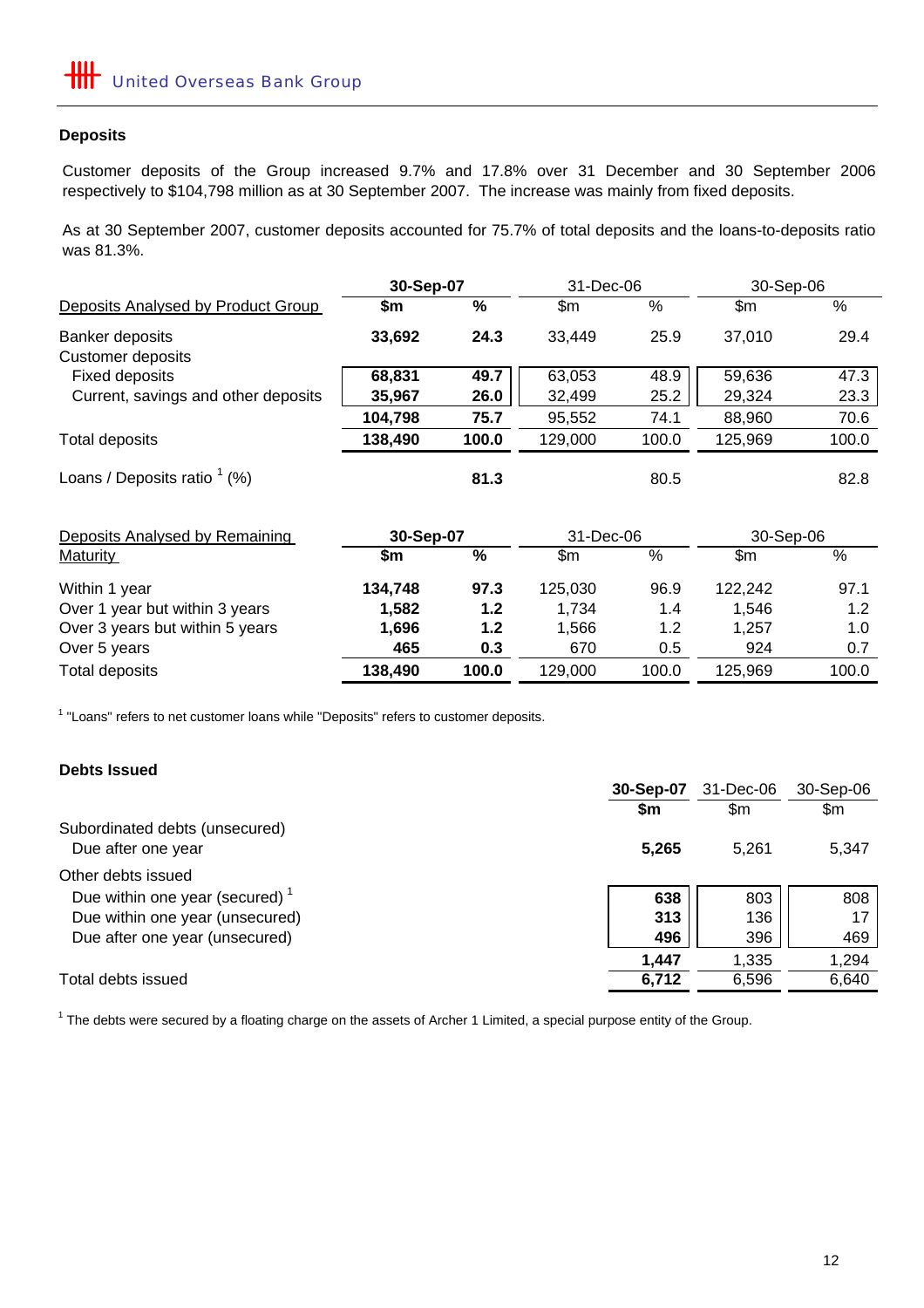## Deposits

Customer deposits of the Group increased 9.7% and 17.8% over 31 December and 30 September 2006 respectively to $104,798 million as at 30 September 2007. The increase was mainly from fixed deposits.

As at 30 September 2007, customer deposits accounted for 75.7% of total deposits and the loans-to-deposits ratio was 81.3%.

| Deposits Analysed by Product Group | 30-Sep-07 | | 31-Dec-06 | | 30-Sep-06 | |
|---|---|---|---|---|---|---|
| | **$m** | **%** | $m | % | $m | % |
| Banker deposits | **33,692** | **24.3** | 33,449 | 25.9 | 37,010 | 29.4 |
| Customer deposits | | | | | | |
| Fixed deposits | **68,831** | **49.7** | 63,053 | 48.9 | 59,636 | 47.3 |
| Current, savings and other deposits | **35,967** | **26.0** | 32,499 | 25.2 | 29,324 | 23.3 |
| | **104,798** | **75.7** | 95,552 | 74.1 | 88,960 | 70.6 |
| Total deposits | **138,490** | **100.0** | 129,000 | 100.0 | 125,969 | 100.0 |
| Loans / Deposits ratio [1] (%) | | **81.3** | | 80.5 | | 82.8 |

| Deposits Analysed by Remaining Maturity | 30-Sep-07 | | 31-Dec-06 | | 30-Sep-06 | |
|---|---|---|---|---|---|---|
| | **$m** | **%** | $m | % | $m | % |
| Within 1 year | **134,748** | **97.3** | 125,030 | 96.9 | 122,242 | 97.1 |
| Over 1 year but within 3 years | **1,582** | **1.2** | 1,734 | 1.4 | 1,546 | 1.2 |
| Over 3 years but within 5 years | **1,696** | **1.2** | 1,566 | 1.2 | 1,257 | 1.0 |
| Over 5 years | **465** | **0.3** | 670 | 0.5 | 924 | 0.7 |
| Total deposits | **138,490** | **100.0** | 129,000 | 100.0 | 125,969 | 100.0 |

[1] "Loans" refers to net customer loans while "Deposits" refers to customer deposits.

## Debts Issued

| | 30-Sep-07 | 31-Dec-06 | 30-Sep-06 |
|---|---|---|---|
| | **$m** | $m | $m |
| Subordinated debts (unsecured) | | | |
| Due after one year | **5,265** | 5,261 | 5,347 |
| Other debts issued | | | |
| Due within one year (secured) [1] | **638** | 803 | 808 |
| Due within one year (unsecured) | **313** | 136 | 17 |
| Due after one year (unsecured) | **496** | 396 | 469 |
| | **1,447** | 1,335 | 1,294 |
| Total debts issued | **6,712** | 6,596 | 6,640 |

[1] The debts were secured by a floating charge on the assets of Archer 1 Limited, a special purpose entity of the Group.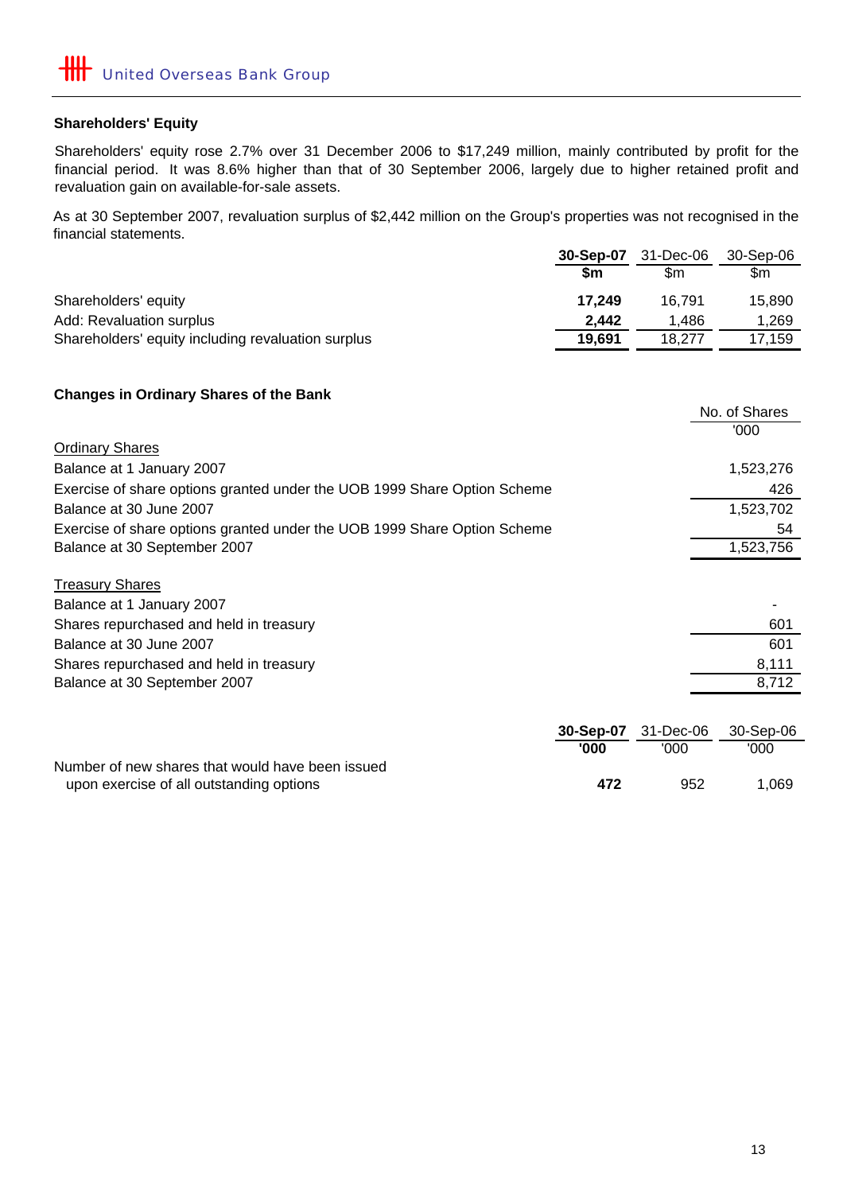## Shareholders' Equity

Shareholders' equity rose 2.7% over 31 December 2006 to $17,249 million, mainly contributed by profit for the financial period. It was 8.6% higher than that of 30 September 2006, largely due to higher retained profit and revaluation gain on available-for-sale assets.

As at 30 September 2007, revaluation surplus of $2,442 million on the Group's properties was not recognised in the financial statements.

| | **30-Sep-07** | 31-Dec-06 | 30-Sep-06 |
|---|---|---|---|
| | **$m** | $m | $m |
| Shareholders' equity | **17,249** | 16,791 | 15,890 |
| Add: Revaluation surplus | **2,442** | 1,486 | 1,269 |
| Shareholders' equity including revaluation surplus | **19,691** | 18,277 | 17,159 |

## Changes in Ordinary Shares of the Bank

| | No. of Shares |
|---|---|
| | '000 |
| Ordinary Shares | |
| Balance at 1 January 2007 | 1,523,276 |
| Exercise of share options granted under the UOB 1999 Share Option Scheme | 426 |
| Balance at 30 June 2007 | 1,523,702 |
| Exercise of share options granted under the UOB 1999 Share Option Scheme | 54 |
| Balance at 30 September 2007 | 1,523,756 |
| | |
| Treasury Shares | |
| Balance at 1 January 2007 | - |
| Shares repurchased and held in treasury | 601 |
| Balance at 30 June 2007 | 601 |
| Shares repurchased and held in treasury | 8,111 |
| Balance at 30 September 2007 | 8,712 |

| | **30-Sep-07** | 31-Dec-06 | 30-Sep-06 |
|---|---|---|---|
| | **'000** | '000 | '000 |
| Number of new shares that would have been issued upon exercise of all outstanding options | **472** | 952 | 1,069 |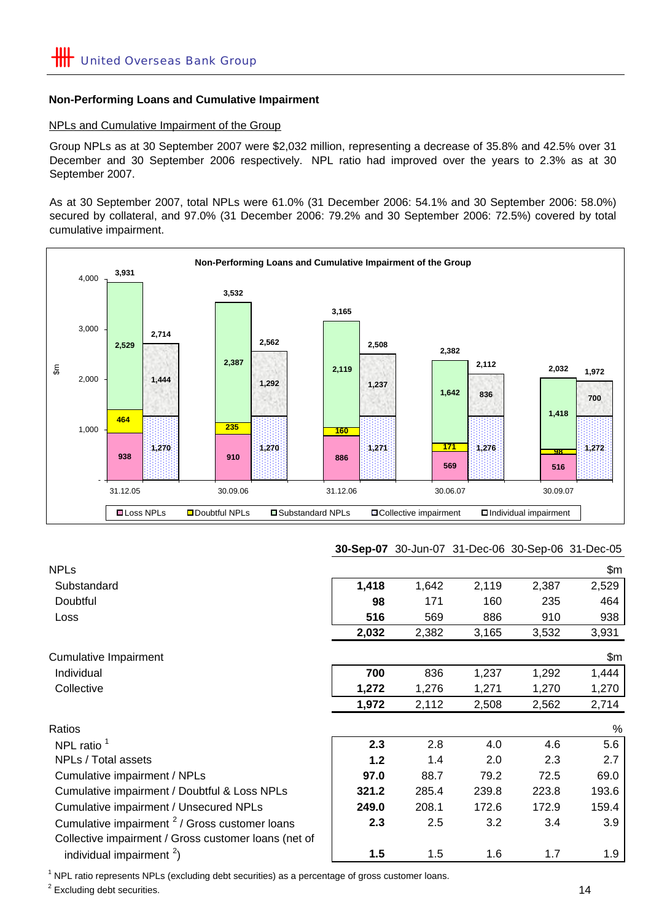## Non-Performing Loans and Cumulative Impairment

NPLs and Cumulative Impairment of the Group

Group NPLs as at 30 September 2007 were $2,032 million, representing a decrease of 35.8% and 42.5% over 31 December and 30 September 2006 respectively. NPL ratio had improved over the years to 2.3% as at 30 September 2007.

As at 30 September 2007, total NPLs were 61.0% (31 December 2006: 54.1% and 30 September 2006: 58.0%) secured by collateral, and 97.0% (31 December 2006: 79.2% and 30 September 2006: 72.5%) covered by total cumulative impairment.

**Non-Performing Loans and Cumulative Impairment of the Group**

| $m | 31.12.05 | 30.09.06 | 31.12.06 | 30.06.07 | 30.09.07 |
|---|---|---|---|---|---|
| Loss NPLs | 938 | 910 | 886 | 569 | 516 |
| Doubtful NPLs | 464 | 235 | 160 | 171 | 98 |
| Substandard NPLs | 2,529 | 2,387 | 2,119 | 1,642 | 1,418 |
| Total NPLs | 3,931 | 3,532 | 3,165 | 2,382 | 2,032 |
| Collective impairment | 1,270 | 1,270 | 1,271 | 1,276 | 1,272 |
| Individual impairment | 1,444 | 1,292 | 1,237 | 836 | 700 |
| Total cumulative impairment | 2,714 | 2,562 | 2,508 | 2,112 | 1,972 |

| | **30-Sep-07** | 30-Jun-07 | 31-Dec-06 | 30-Sep-06 | 31-Dec-05 |
|---|---|---|---|---|---|
| **NPLs** | | | | | $m |
| Substandard | **1,418** | 1,642 | 2,119 | 2,387 | 2,529 |
| Doubtful | **98** | 171 | 160 | 235 | 464 |
| Loss | **516** | 569 | 886 | 910 | 938 |
| | **2,032** | 2,382 | 3,165 | 3,532 | 3,931 |
| **Cumulative Impairment** | | | | | $m |
| Individual | **700** | 836 | 1,237 | 1,292 | 1,444 |
| Collective | **1,272** | 1,276 | 1,271 | 1,270 | 1,270 |
| | **1,972** | 2,112 | 2,508 | 2,562 | 2,714 |
| **Ratios** | | | | | % |
| NPL ratio [1] | **2.3** | 2.8 | 4.0 | 4.6 | 5.6 |
| NPLs / Total assets | **1.2** | 1.4 | 2.0 | 2.3 | 2.7 |
| Cumulative impairment / NPLs | **97.0** | 88.7 | 79.2 | 72.5 | 69.0 |
| Cumulative impairment / Doubtful & Loss NPLs | **321.2** | 285.4 | 239.8 | 223.8 | 193.6 |
| Cumulative impairment / Unsecured NPLs | **249.0** | 208.1 | 172.6 | 172.9 | 159.4 |
| Cumulative impairment [2] / Gross customer loans | **2.3** | 2.5 | 3.2 | 3.4 | 3.9 |
| Collective impairment / Gross customer loans (net of individual impairment [2]) | **1.5** | 1.5 | 1.6 | 1.7 | 1.9 |

[1] NPL ratio represents NPLs (excluding debt securities) as a percentage of gross customer loans.

[2] Excluding debt securities.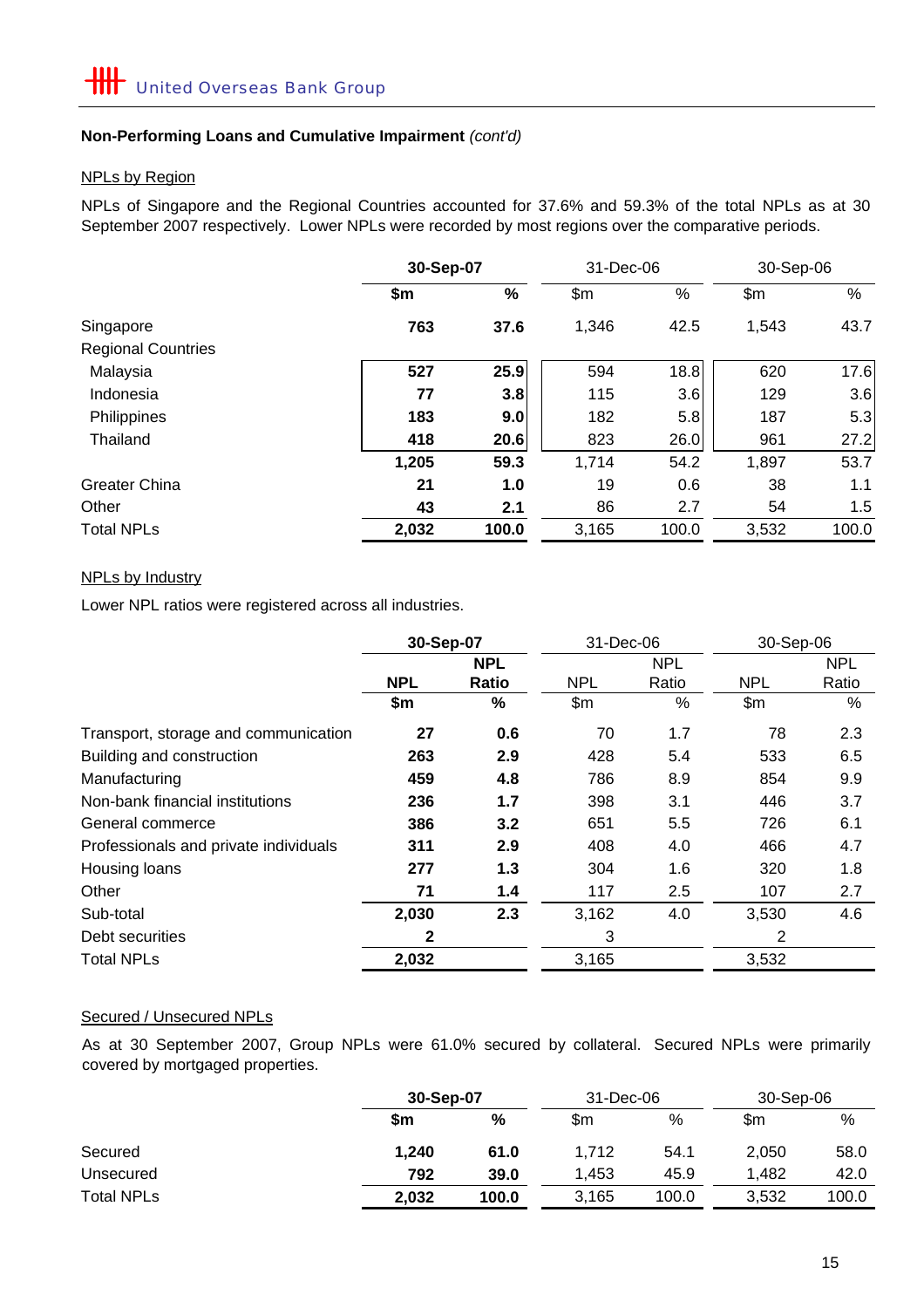## Non-Performing Loans and Cumulative Impairment *(cont'd)*

### NPLs by Region

NPLs of Singapore and the Regional Countries accounted for 37.6% and 59.3% of the total NPLs as at 30 September 2007 respectively. Lower NPLs were recorded by most regions over the comparative periods.

| | **30-Sep-07** | | 31-Dec-06 | | 30-Sep-06 | |
|---|---|---|---|---|---|---|
| | **$m** | **%** | $m | % | $m | % |
| Singapore | **763** | **37.6** | 1,346 | 42.5 | 1,543 | 43.7 |
| Regional Countries | | | | | | |
| Malaysia | **527** | **25.9** | 594 | 18.8 | 620 | 17.6 |
| Indonesia | **77** | **3.8** | 115 | 3.6 | 129 | 3.6 |
| Philippines | **183** | **9.0** | 182 | 5.8 | 187 | 5.3 |
| Thailand | **418** | **20.6** | 823 | 26.0 | 961 | 27.2 |
| | **1,205** | **59.3** | 1,714 | 54.2 | 1,897 | 53.7 |
| Greater China | **21** | **1.0** | 19 | 0.6 | 38 | 1.1 |
| Other | **43** | **2.1** | 86 | 2.7 | 54 | 1.5 |
| Total NPLs | **2,032** | **100.0** | 3,165 | 100.0 | 3,532 | 100.0 |

### NPLs by Industry

Lower NPL ratios were registered across all industries.

| | **30-Sep-07** | | 31-Dec-06 | | 30-Sep-06 | |
|---|---|---|---|---|---|---|
| | **NPL** | **NPL Ratio** | NPL | NPL Ratio | NPL | NPL Ratio |
| | **$m** | **%** | $m | % | $m | % |
| Transport, storage and communication | **27** | **0.6** | 70 | 1.7 | 78 | 2.3 |
| Building and construction | **263** | **2.9** | 428 | 5.4 | 533 | 6.5 |
| Manufacturing | **459** | **4.8** | 786 | 8.9 | 854 | 9.9 |
| Non-bank financial institutions | **236** | **1.7** | 398 | 3.1 | 446 | 3.7 |
| General commerce | **386** | **3.2** | 651 | 5.5 | 726 | 6.1 |
| Professionals and private individuals | **311** | **2.9** | 408 | 4.0 | 466 | 4.7 |
| Housing loans | **277** | **1.3** | 304 | 1.6 | 320 | 1.8 |
| Other | **71** | **1.4** | 117 | 2.5 | 107 | 2.7 |
| Sub-total | **2,030** | **2.3** | 3,162 | 4.0 | 3,530 | 4.6 |
| Debt securities | **2** | | 3 | | 2 | |
| Total NPLs | **2,032** | | 3,165 | | 3,532 | |

### Secured / Unsecured NPLs

As at 30 September 2007, Group NPLs were 61.0% secured by collateral. Secured NPLs were primarily covered by mortgaged properties.

| | **30-Sep-07** | | 31-Dec-06 | | 30-Sep-06 | |
|---|---|---|---|---|---|---|
| | **$m** | **%** | $m | % | $m | % |
| Secured | **1,240** | **61.0** | 1,712 | 54.1 | 2,050 | 58.0 |
| Unsecured | **792** | **39.0** | 1,453 | 45.9 | 1,482 | 42.0 |
| Total NPLs | **2,032** | **100.0** | 3,165 | 100.0 | 3,532 | 100.0 |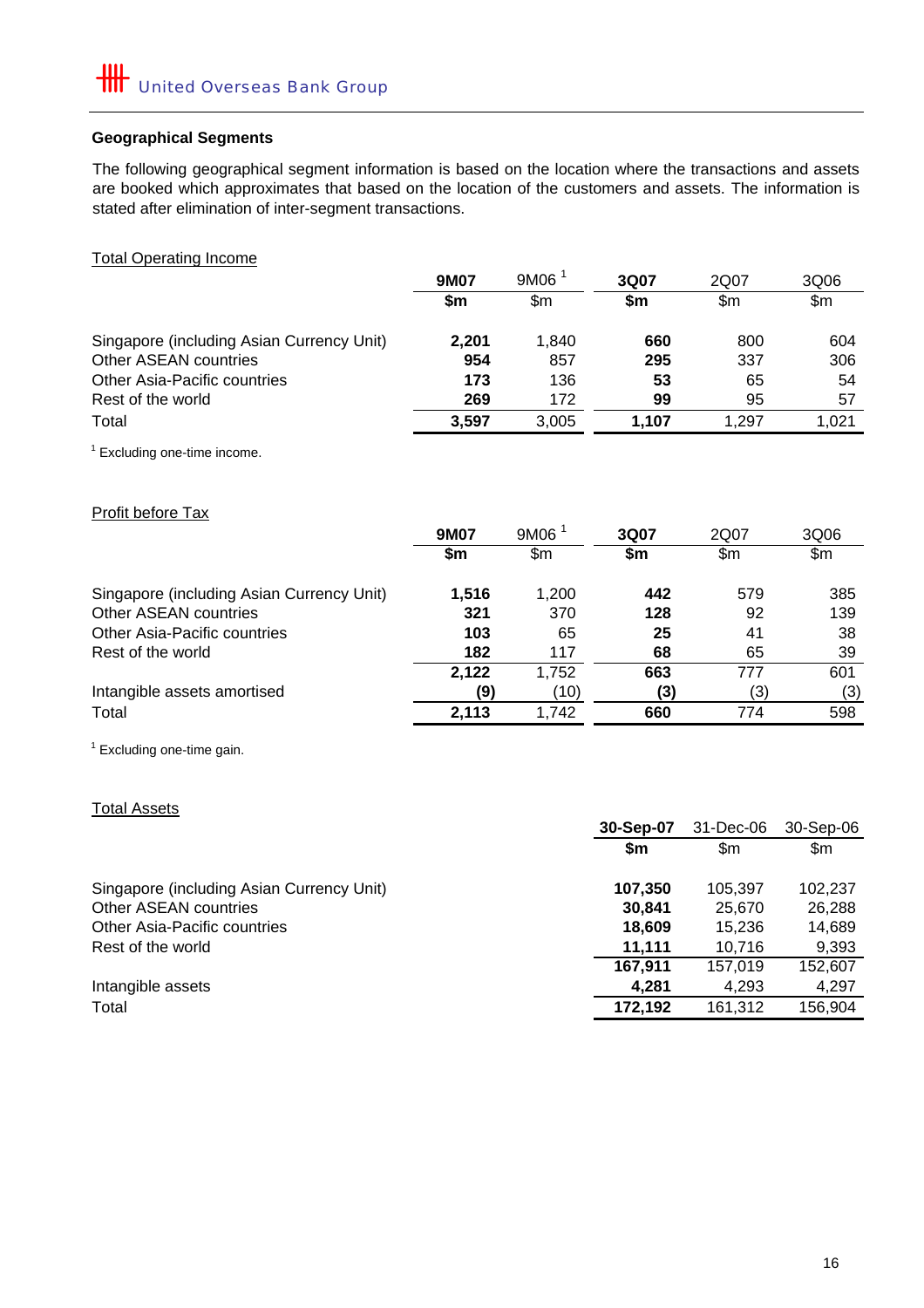### Geographical Segments

The following geographical segment information is based on the location where the transactions and assets are booked which approximates that based on the location of the customers and assets. The information is stated after elimination of inter-segment transactions.

Total Operating Income

| | **9M07** | 9M06 [1] | **3Q07** | 2Q07 | 3Q06 |
|---|---|---|---|---|---|
| | **$m** | $m | **$m** | $m | $m |
| Singapore (including Asian Currency Unit) | **2,201** | 1,840 | **660** | 800 | 604 |
| Other ASEAN countries | **954** | 857 | **295** | 337 | 306 |
| Other Asia-Pacific countries | **173** | 136 | **53** | 65 | 54 |
| Rest of the world | **269** | 172 | **99** | 95 | 57 |
| Total | **3,597** | 3,005 | **1,107** | 1,297 | 1,021 |

[1] Excluding one-time income.

Profit before Tax

| | **9M07** | 9M06 [1] | **3Q07** | 2Q07 | 3Q06 |
|---|---|---|---|---|---|
| | **$m** | $m | **$m** | $m | $m |
| Singapore (including Asian Currency Unit) | **1,516** | 1,200 | **442** | 579 | 385 |
| Other ASEAN countries | **321** | 370 | **128** | 92 | 139 |
| Other Asia-Pacific countries | **103** | 65 | **25** | 41 | 38 |
| Rest of the world | **182** | 117 | **68** | 65 | 39 |
| | **2,122** | 1,752 | **663** | 777 | 601 |
| Intangible assets amortised | **(9)** | (10) | **(3)** | (3) | (3) |
| Total | **2,113** | 1,742 | **660** | 774 | 598 |

[1] Excluding one-time gain.

Total Assets

| | **30-Sep-07** | 31-Dec-06 | 30-Sep-06 |
|---|---|---|---|
| | **$m** | $m | $m |
| Singapore (including Asian Currency Unit) | **107,350** | 105,397 | 102,237 |
| Other ASEAN countries | **30,841** | 25,670 | 26,288 |
| Other Asia-Pacific countries | **18,609** | 15,236 | 14,689 |
| Rest of the world | **11,111** | 10,716 | 9,393 |
| | **167,911** | 157,019 | 152,607 |
| Intangible assets | **4,281** | 4,293 | 4,297 |
| Total | **172,192** | 161,312 | 156,904 |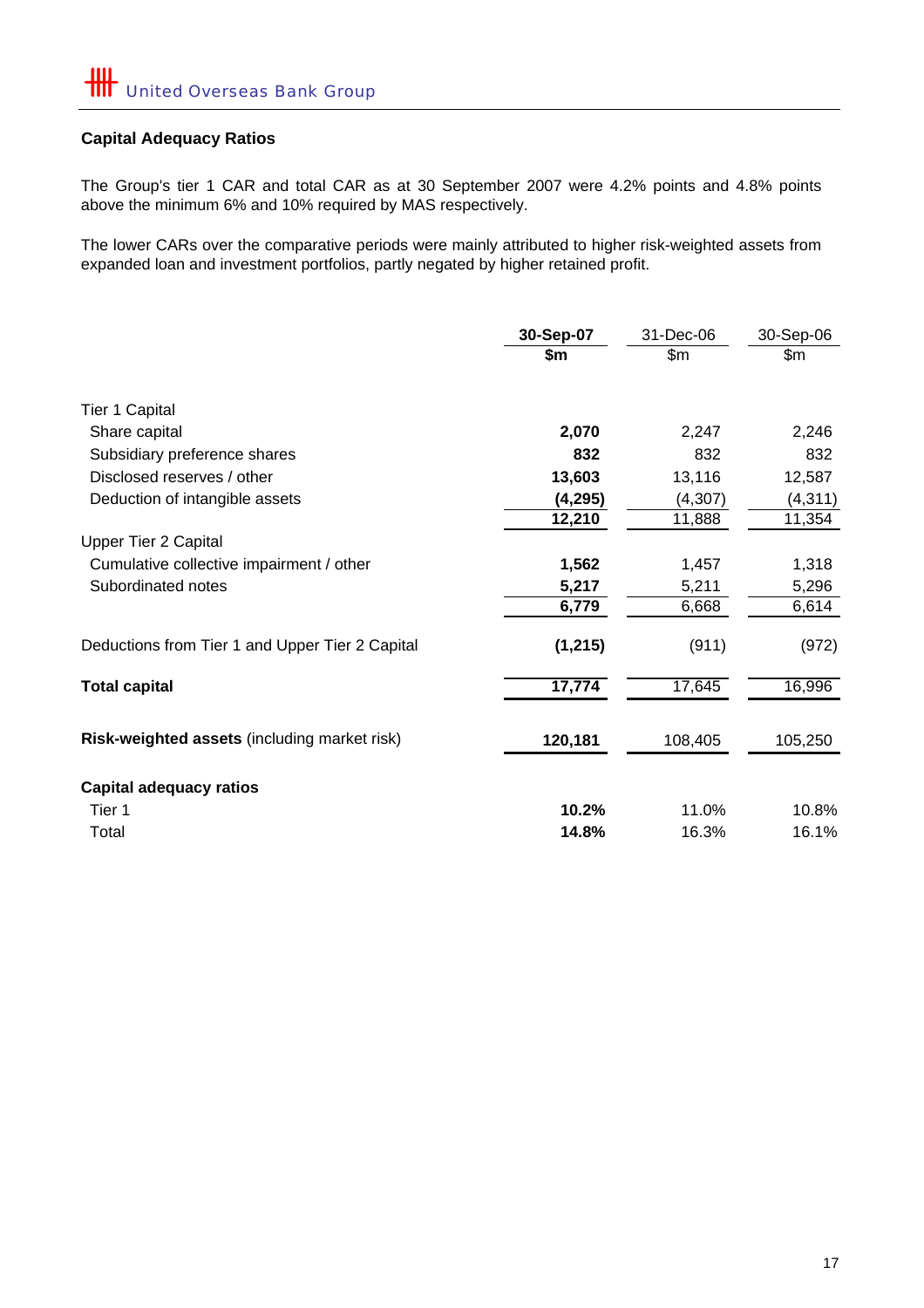United Overseas Bank Group

## Capital Adequacy Ratios

The Group's tier 1 CAR and total CAR as at 30 September 2007 were 4.2% points and 4.8% points above the minimum 6% and 10% required by MAS respectively.

The lower CARs over the comparative periods were mainly attributed to higher risk-weighted assets from expanded loan and investment portfolios, partly negated by higher retained profit.

| | **30-Sep-07** | 31-Dec-06 | 30-Sep-06 |
|---|---|---|---|
| | **$m** | $m | $m |
| Tier 1 Capital | | | |
| Share capital | **2,070** | 2,247 | 2,246 |
| Subsidiary preference shares | **832** | 832 | 832 |
| Disclosed reserves / other | **13,603** | 13,116 | 12,587 |
| Deduction of intangible assets | **(4,295)** | (4,307) | (4,311) |
| | **12,210** | 11,888 | 11,354 |
| Upper Tier 2 Capital | | | |
| Cumulative collective impairment / other | **1,562** | 1,457 | 1,318 |
| Subordinated notes | **5,217** | 5,211 | 5,296 |
| | **6,779** | 6,668 | 6,614 |
| Deductions from Tier 1 and Upper Tier 2 Capital | **(1,215)** | (911) | (972) |
| **Total capital** | **17,774** | 17,645 | 16,996 |
| **Risk-weighted assets** (including market risk) | **120,181** | 108,405 | 105,250 |
| **Capital adequacy ratios** | | | |
| Tier 1 | **10.2%** | 11.0% | 10.8% |
| Total | **14.8%** | 16.3% | 16.1% |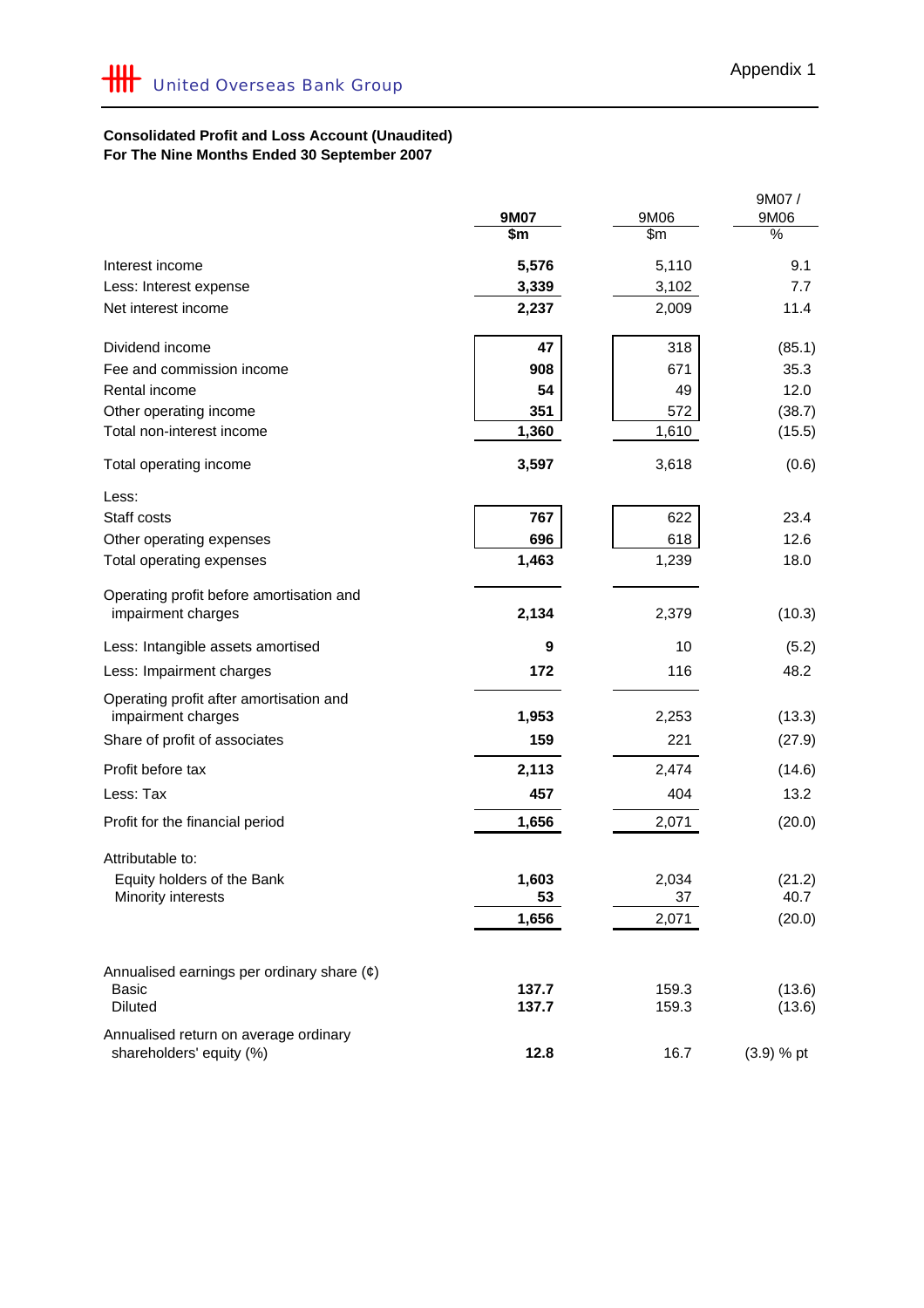United Overseas Bank Group

Appendix 1

**Consolidated Profit and Loss Account (Unaudited)**
**For The Nine Months Ended 30 September 2007**

| | **9M07** **$m** | 9M06 $m | 9M07 / 9M06 % |
|---|---|---|---|
| Interest income | **5,576** | 5,110 | 9.1 |
| Less: Interest expense | **3,339** | 3,102 | 7.7 |
| Net interest income | **2,237** | 2,009 | 11.4 |
| | | | |
| Dividend income | **47** | 318 | (85.1) |
| Fee and commission income | **908** | 671 | 35.3 |
| Rental income | **54** | 49 | 12.0 |
| Other operating income | **351** | 572 | (38.7) |
| Total non-interest income | **1,360** | 1,610 | (15.5) |
| | | | |
| Total operating income | **3,597** | 3,618 | (0.6) |
| | | | |
| Less: | | | |
| Staff costs | **767** | 622 | 23.4 |
| Other operating expenses | **696** | 618 | 12.6 |
| Total operating expenses | **1,463** | 1,239 | 18.0 |
| | | | |
| Operating profit before amortisation and impairment charges | **2,134** | 2,379 | (10.3) |
| | | | |
| Less: Intangible assets amortised | **9** | 10 | (5.2) |
| Less: Impairment charges | **172** | 116 | 48.2 |
| | | | |
| Operating profit after amortisation and impairment charges | **1,953** | 2,253 | (13.3) |
| Share of profit of associates | **159** | 221 | (27.9) |
| | | | |
| Profit before tax | **2,113** | 2,474 | (14.6) |
| Less: Tax | **457** | 404 | 13.2 |
| Profit for the financial period | **1,656** | 2,071 | (20.0) |
| | | | |
| Attributable to: | | | |
| Equity holders of the Bank | **1,603** | 2,034 | (21.2) |
| Minority interests | **53** | 37 | 40.7 |
| | **1,656** | 2,071 | (20.0) |
| | | | |
| Annualised earnings per ordinary share (¢) | | | |
| Basic | **137.7** | 159.3 | (13.6) |
| Diluted | **137.7** | 159.3 | (13.6) |
| | | | |
| Annualised return on average ordinary shareholders' equity (%) | **12.8** | 16.7 | (3.9) % pt |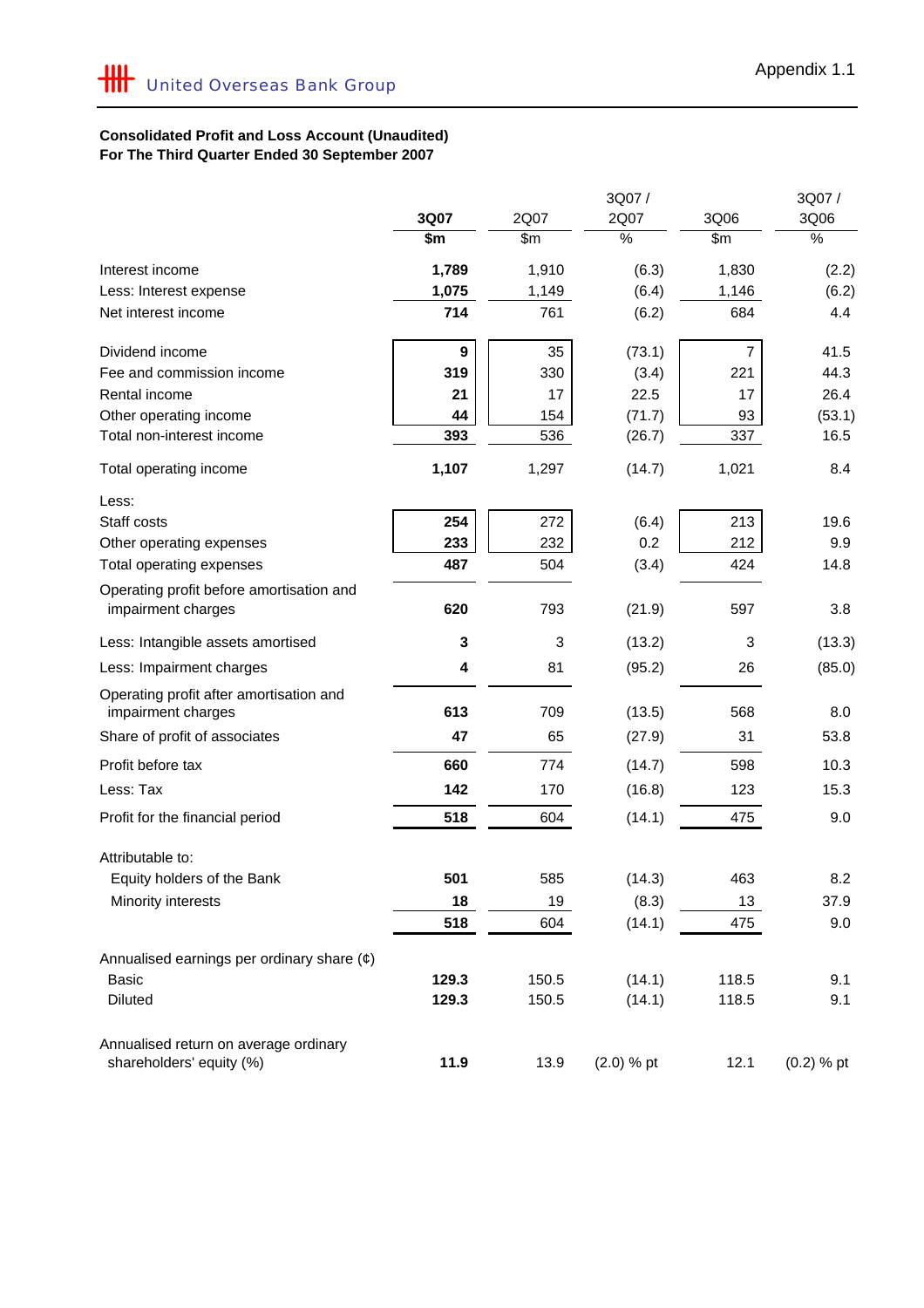Appendix 1.1

United Overseas Bank Group

**Consolidated Profit and Loss Account (Unaudited)**
**For The Third Quarter Ended 30 September 2007**

| | **3Q07** | 2Q07 | 3Q07 / 2Q07 | 3Q06 | 3Q07 / 3Q06 |
|---|---|---|---|---|---|
| | **$m** | $m | % | $m | % |
| Interest income | **1,789** | 1,910 | (6.3) | 1,830 | (2.2) |
| Less: Interest expense | **1,075** | 1,149 | (6.4) | 1,146 | (6.2) |
| Net interest income | **714** | 761 | (6.2) | 684 | 4.4 |
| Dividend income | **9** | 35 | (73.1) | 7 | 41.5 |
| Fee and commission income | **319** | 330 | (3.4) | 221 | 44.3 |
| Rental income | **21** | 17 | 22.5 | 17 | 26.4 |
| Other operating income | **44** | 154 | (71.7) | 93 | (53.1) |
| Total non-interest income | **393** | 536 | (26.7) | 337 | 16.5 |
| Total operating income | **1,107** | 1,297 | (14.7) | 1,021 | 8.4 |
| Less: | | | | | |
| Staff costs | **254** | 272 | (6.4) | 213 | 19.6 |
| Other operating expenses | **233** | 232 | 0.2 | 212 | 9.9 |
| Total operating expenses | **487** | 504 | (3.4) | 424 | 14.8 |
| Operating profit before amortisation and impairment charges | **620** | 793 | (21.9) | 597 | 3.8 |
| Less: Intangible assets amortised | **3** | 3 | (13.2) | 3 | (13.3) |
| Less: Impairment charges | **4** | 81 | (95.2) | 26 | (85.0) |
| Operating profit after amortisation and impairment charges | **613** | 709 | (13.5) | 568 | 8.0 |
| Share of profit of associates | **47** | 65 | (27.9) | 31 | 53.8 |
| Profit before tax | **660** | 774 | (14.7) | 598 | 10.3 |
| Less: Tax | **142** | 170 | (16.8) | 123 | 15.3 |
| Profit for the financial period | **518** | 604 | (14.1) | 475 | 9.0 |
| Attributable to: | | | | | |
| Equity holders of the Bank | **501** | 585 | (14.3) | 463 | 8.2 |
| Minority interests | **18** | 19 | (8.3) | 13 | 37.9 |
| | **518** | 604 | (14.1) | 475 | 9.0 |
| Annualised earnings per ordinary share (¢) | | | | | |
| Basic | **129.3** | 150.5 | (14.1) | 118.5 | 9.1 |
| Diluted | **129.3** | 150.5 | (14.1) | 118.5 | 9.1 |
| Annualised return on average ordinary shareholders' equity (%) | **11.9** | 13.9 | (2.0) % pt | 12.1 | (0.2) % pt |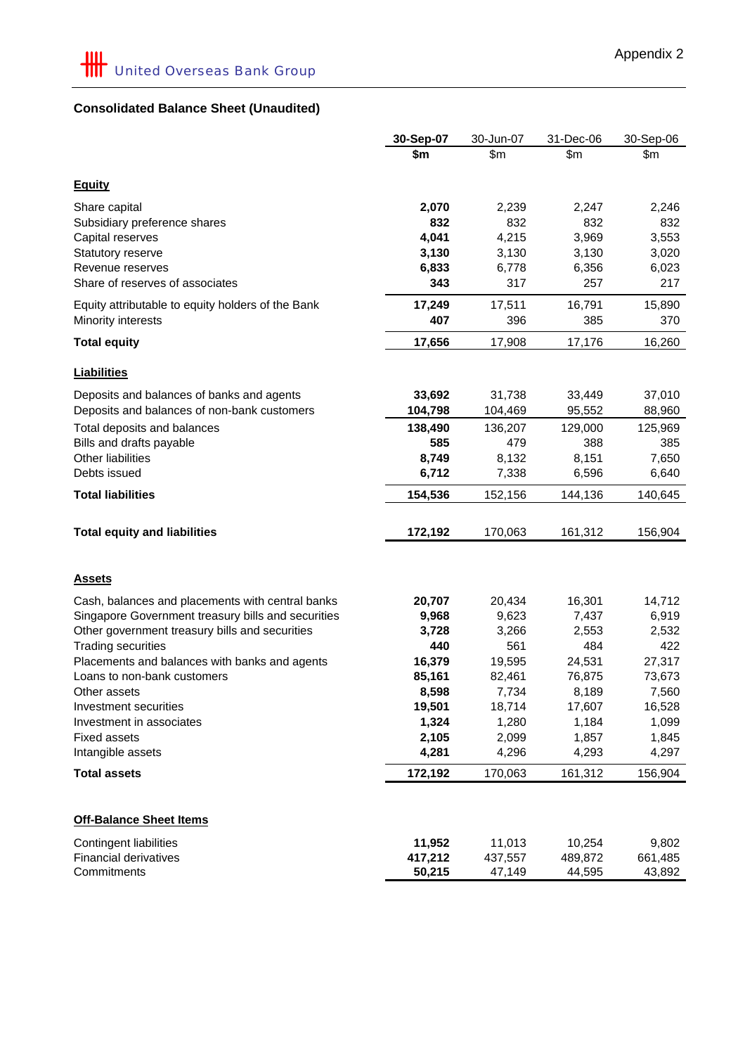United Overseas Bank Group

Appendix 2

## Consolidated Balance Sheet (Unaudited)

| | 30-Sep-07 | 30-Jun-07 | 31-Dec-06 | 30-Sep-06 |
|---|---|---|---|---|
| | $m | $m | $m | $m |
| **Equity** | | | | |
| Share capital | **2,070** | 2,239 | 2,247 | 2,246 |
| Subsidiary preference shares | **832** | 832 | 832 | 832 |
| Capital reserves | **4,041** | 4,215 | 3,969 | 3,553 |
| Statutory reserve | **3,130** | 3,130 | 3,130 | 3,020 |
| Revenue reserves | **6,833** | 6,778 | 6,356 | 6,023 |
| Share of reserves of associates | **343** | 317 | 257 | 217 |
| Equity attributable to equity holders of the Bank | **17,249** | 17,511 | 16,791 | 15,890 |
| Minority interests | **407** | 396 | 385 | 370 |
| **Total equity** | **17,656** | 17,908 | 17,176 | 16,260 |
| **Liabilities** | | | | |
| Deposits and balances of banks and agents | **33,692** | 31,738 | 33,449 | 37,010 |
| Deposits and balances of non-bank customers | **104,798** | 104,469 | 95,552 | 88,960 |
| Total deposits and balances | **138,490** | 136,207 | 129,000 | 125,969 |
| Bills and drafts payable | **585** | 479 | 388 | 385 |
| Other liabilities | **8,749** | 8,132 | 8,151 | 7,650 |
| Debts issued | **6,712** | 7,338 | 6,596 | 6,640 |
| **Total liabilities** | **154,536** | 152,156 | 144,136 | 140,645 |
| **Total equity and liabilities** | **172,192** | 170,063 | 161,312 | 156,904 |
| **Assets** | | | | |
| Cash, balances and placements with central banks | **20,707** | 20,434 | 16,301 | 14,712 |
| Singapore Government treasury bills and securities | **9,968** | 9,623 | 7,437 | 6,919 |
| Other government treasury bills and securities | **3,728** | 3,266 | 2,553 | 2,532 |
| Trading securities | **440** | 561 | 484 | 422 |
| Placements and balances with banks and agents | **16,379** | 19,595 | 24,531 | 27,317 |
| Loans to non-bank customers | **85,161** | 82,461 | 76,875 | 73,673 |
| Other assets | **8,598** | 7,734 | 8,189 | 7,560 |
| Investment securities | **19,501** | 18,714 | 17,607 | 16,528 |
| Investment in associates | **1,324** | 1,280 | 1,184 | 1,099 |
| Fixed assets | **2,105** | 2,099 | 1,857 | 1,845 |
| Intangible assets | **4,281** | 4,296 | 4,293 | 4,297 |
| **Total assets** | **172,192** | 170,063 | 161,312 | 156,904 |
| **Off-Balance Sheet Items** | | | | |
| Contingent liabilities | **11,952** | 11,013 | 10,254 | 9,802 |
| Financial derivatives | **417,212** | 437,557 | 489,872 | 661,485 |
| Commitments | **50,215** | 47,149 | 44,595 | 43,892 |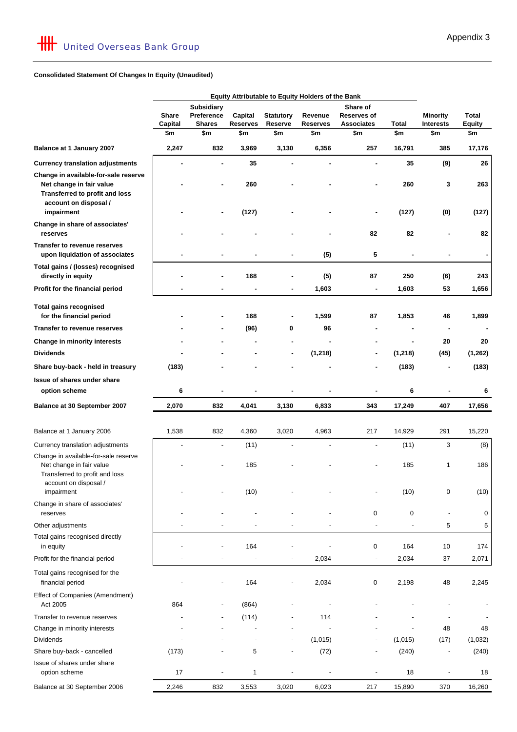United Overseas Bank Group

Appendix 3

**Consolidated Statement Of Changes In Equity (Unaudited)**

| | Equity Attributable to Equity Holders of the Bank | | | | | | | | |
|---|---|---|---|---|---|---|---|---|---|
| | Share Capital | Subsidiary Preference Shares | Capital Reserves | Statutory Reserve | Revenue Reserves | Share of Reserves of Associates | Total | Minority Interests | Total Equity |
| | $m | $m | $m | $m | $m | $m | $m | $m | $m |
| **Balance at 1 January 2007** | **2,247** | **832** | **3,969** | **3,130** | **6,356** | **257** | **16,791** | **385** | **17,176** |
| **Currency translation adjustments** | **-** | **-** | **35** | **-** | **-** | **-** | **35** | **(9)** | **26** |
| **Change in available-for-sale reserve** | | | | | | | | | |
| **Net change in fair value** | **-** | **-** | **260** | **-** | **-** | **-** | **260** | **3** | **263** |
| **Transferred to profit and loss account on disposal / impairment** | **-** | **-** | **(127)** | **-** | **-** | **-** | **(127)** | **(0)** | **(127)** |
| **Change in share of associates' reserves** | **-** | **-** | **-** | **-** | **-** | **82** | **82** | **-** | **82** |
| **Transfer to revenue reserves upon liquidation of associates** | **-** | **-** | **-** | **-** | **(5)** | **5** | **-** | **-** | **-** |
| **Total gains / (losses) recognised directly in equity** | **-** | **-** | **168** | **-** | **(5)** | **87** | **250** | **(6)** | **243** |
| **Profit for the financial period** | **-** | **-** | **-** | **-** | **1,603** | **-** | **1,603** | **53** | **1,656** |
| **Total gains recognised for the financial period** | **-** | **-** | **168** | **-** | **1,599** | **87** | **1,853** | **46** | **1,899** |
| **Transfer to revenue reserves** | **-** | **-** | **(96)** | **0** | **96** | **-** | **-** | **-** | **-** |
| **Change in minority interests** | **-** | **-** | **-** | **-** | **-** | **-** | **-** | **20** | **20** |
| **Dividends** | **-** | **-** | **-** | **-** | **(1,218)** | **-** | **(1,218)** | **(45)** | **(1,262)** |
| **Share buy-back - held in treasury** | **(183)** | **-** | **-** | **-** | **-** | **-** | **(183)** | **-** | **(183)** |
| **Issue of shares under share option scheme** | **6** | **-** | **-** | **-** | **-** | **-** | **6** | **-** | **6** |
| **Balance at 30 September 2007** | **2,070** | **832** | **4,041** | **3,130** | **6,833** | **343** | **17,249** | **407** | **17,656** |
| Balance at 1 January 2006 | 1,538 | 832 | 4,360 | 3,020 | 4,963 | 217 | 14,929 | 291 | 15,220 |
| Currency translation adjustments | - | - | (11) | - | - | - | (11) | 3 | (8) |
| Change in available-for-sale reserve | | | | | | | | | |
| Net change in fair value | - | - | 185 | - | - | - | 185 | 1 | 186 |
| Transferred to profit and loss account on disposal / impairment | - | - | (10) | - | - | - | (10) | 0 | (10) |
| Change in share of associates' reserves | - | - | - | - | - | 0 | 0 | - | 0 |
| Other adjustments | - | - | - | - | - | - | - | 5 | 5 |
| Total gains recognised directly in equity | - | - | 164 | - | - | 0 | 164 | 10 | 174 |
| Profit for the financial period | - | - | - | - | 2,034 | - | 2,034 | 37 | 2,071 |
| Total gains recognised for the financial period | - | - | 164 | - | 2,034 | 0 | 2,198 | 48 | 2,245 |
| Effect of Companies (Amendment) Act 2005 | 864 | - | (864) | - | - | - | - | - | - |
| Transfer to revenue reserves | - | - | (114) | - | 114 | - | - | - | - |
| Change in minority interests | - | - | - | - | - | - | - | 48 | 48 |
| Dividends | - | - | - | - | (1,015) | - | (1,015) | (17) | (1,032) |
| Share buy-back - cancelled | (173) | - | 5 | - | (72) | - | (240) | - | (240) |
| Issue of shares under share option scheme | 17 | - | 1 | - | - | - | 18 | - | 18 |
| Balance at 30 September 2006 | 2,246 | 832 | 3,553 | 3,020 | 6,023 | 217 | 15,890 | 370 | 16,260 |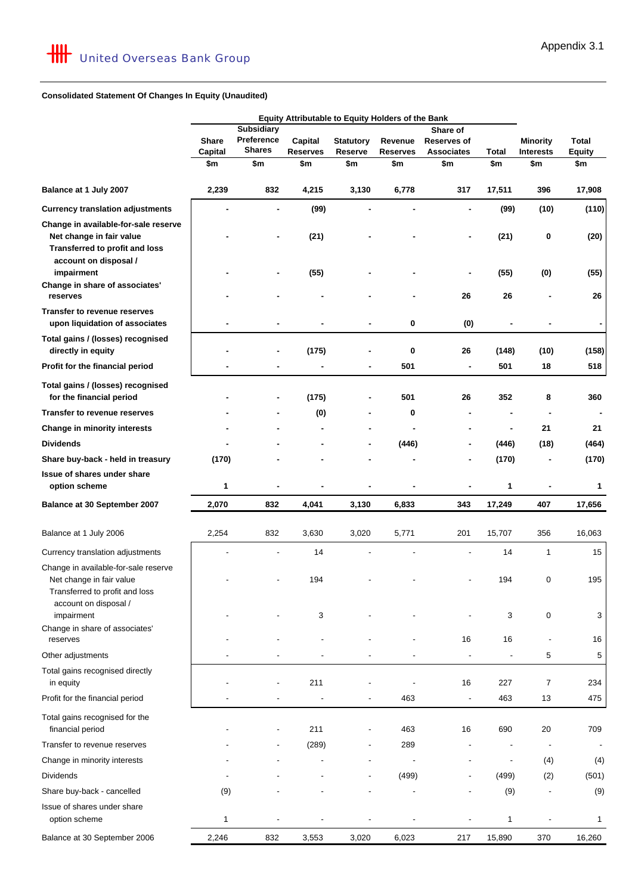Appendix 3.1

United Overseas Bank Group

**Consolidated Statement Of Changes In Equity (Unaudited)**

| | Equity Attributable to Equity Holders of the Bank | | | | | | | | |
|---|---|---|---|---|---|---|---|---|---|
| | Share Capital | Subsidiary Preference Shares | Capital Reserves | Statutory Reserve | Revenue Reserves | Share of Reserves of Associates | Total | Minority Interests | Total Equity |
| | $m | $m | $m | $m | $m | $m | $m | $m | $m |
| **Balance at 1 July 2007** | **2,239** | **832** | **4,215** | **3,130** | **6,778** | **317** | **17,511** | **396** | **17,908** |
| **Currency translation adjustments** | **-** | **-** | **(99)** | **-** | **-** | **-** | **(99)** | **(10)** | **(110)** |
| **Change in available-for-sale reserve** | | | | | | | | | |
| **Net change in fair value** | **-** | **-** | **(21)** | **-** | **-** | **-** | **(21)** | **0** | **(20)** |
| **Transferred to profit and loss account on disposal / impairment** | **-** | **-** | **(55)** | **-** | **-** | **-** | **(55)** | **(0)** | **(55)** |
| **Change in share of associates' reserves** | **-** | **-** | **-** | **-** | **-** | **26** | **26** | **-** | **26** |
| **Transfer to revenue reserves upon liquidation of associates** | **-** | **-** | **-** | **-** | **0** | **(0)** | **-** | **-** | **-** |
| **Total gains / (losses) recognised directly in equity** | **-** | **-** | **(175)** | **-** | **0** | **26** | **(148)** | **(10)** | **(158)** |
| **Profit for the financial period** | **-** | **-** | **-** | **-** | **501** | **-** | **501** | **18** | **518** |
| **Total gains / (losses) recognised for the financial period** | **-** | **-** | **(175)** | **-** | **501** | **26** | **352** | **8** | **360** |
| **Transfer to revenue reserves** | **-** | **-** | **(0)** | **-** | **0** | **-** | **-** | **-** | **-** |
| **Change in minority interests** | **-** | **-** | **-** | **-** | **-** | **-** | **-** | **21** | **21** |
| **Dividends** | **-** | **-** | **-** | **-** | **(446)** | **-** | **(446)** | **(18)** | **(464)** |
| **Share buy-back - held in treasury** | **(170)** | **-** | **-** | **-** | **-** | **-** | **(170)** | **-** | **(170)** |
| **Issue of shares under share option scheme** | **1** | **-** | **-** | **-** | **-** | **-** | **1** | **-** | **1** |
| **Balance at 30 September 2007** | **2,070** | **832** | **4,041** | **3,130** | **6,833** | **343** | **17,249** | **407** | **17,656** |
| | | | | | | | | | |
| Balance at 1 July 2006 | 2,254 | 832 | 3,630 | 3,020 | 5,771 | 201 | 15,707 | 356 | 16,063 |
| Currency translation adjustments | - | - | 14 | - | - | - | 14 | 1 | 15 |
| Change in available-for-sale reserve | | | | | | | | | |
| Net change in fair value | - | - | 194 | - | - | - | 194 | 0 | 195 |
| Transferred to profit and loss account on disposal / impairment | - | - | 3 | - | - | - | 3 | 0 | 3 |
| Change in share of associates' reserves | - | - | - | - | - | 16 | 16 | - | 16 |
| Other adjustments | - | - | - | - | - | - | - | 5 | 5 |
| Total gains recognised directly in equity | - | - | 211 | - | - | 16 | 227 | 7 | 234 |
| Profit for the financial period | - | - | - | - | 463 | - | 463 | 13 | 475 |
| Total gains recognised for the financial period | - | - | 211 | - | 463 | 16 | 690 | 20 | 709 |
| Transfer to revenue reserves | - | - | (289) | - | 289 | - | - | - | - |
| Change in minority interests | - | - | - | - | - | - | - | (4) | (4) |
| Dividends | - | - | - | - | (499) | - | (499) | (2) | (501) |
| Share buy-back - cancelled | (9) | - | - | - | - | - | (9) | - | (9) |
| Issue of shares under share option scheme | 1 | - | - | - | - | - | 1 | - | 1 |
| Balance at 30 September 2006 | 2,246 | 832 | 3,553 | 3,020 | 6,023 | 217 | 15,890 | 370 | 16,260 |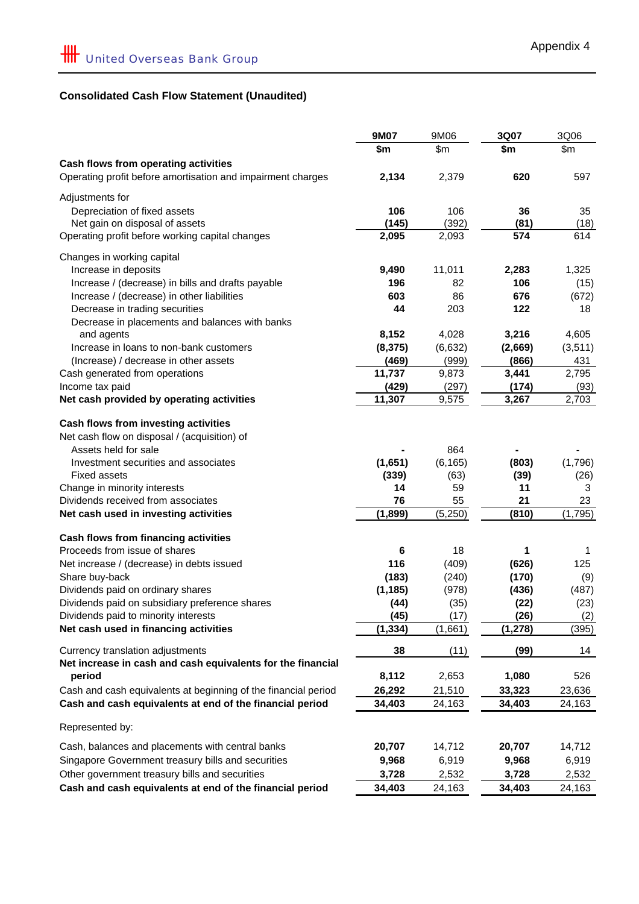United Overseas Bank Group

Appendix 4

## Consolidated Cash Flow Statement (Unaudited)

| | 9M07 | 9M06 | 3Q07 | 3Q06 |
|---|---|---|---|---|
| | $m | $m | $m | $m |
| **Cash flows from operating activities** | | | | |
| Operating profit before amortisation and impairment charges | **2,134** | 2,379 | **620** | 597 |
| Adjustments for | | | | |
| Depreciation of fixed assets | **106** | 106 | **36** | 35 |
| Net gain on disposal of assets | **(145)** | (392) | **(81)** | (18) |
| Operating profit before working capital changes | **2,095** | 2,093 | **574** | 614 |
| Changes in working capital | | | | |
| Increase in deposits | **9,490** | 11,011 | **2,283** | 1,325 |
| Increase / (decrease) in bills and drafts payable | **196** | 82 | **106** | (15) |
| Increase / (decrease) in other liabilities | **603** | 86 | **676** | (672) |
| Decrease in trading securities | **44** | 203 | **122** | 18 |
| Decrease in placements and balances with banks and agents | **8,152** | 4,028 | **3,216** | 4,605 |
| Increase in loans to non-bank customers | **(8,375)** | (6,632) | **(2,669)** | (3,511) |
| (Increase) / decrease in other assets | **(469)** | (999) | **(866)** | 431 |
| Cash generated from operations | **11,737** | 9,873 | **3,441** | 2,795 |
| Income tax paid | **(429)** | (297) | **(174)** | (93) |
| **Net cash provided by operating activities** | **11,307** | 9,575 | **3,267** | 2,703 |
| **Cash flows from investing activities** | | | | |
| Net cash flow on disposal / (acquisition) of | | | | |
| Assets held for sale | **-** | 864 | **-** | - |
| Investment securities and associates | **(1,651)** | (6,165) | **(803)** | (1,796) |
| Fixed assets | **(339)** | (63) | **(39)** | (26) |
| Change in minority interests | **14** | 59 | **11** | 3 |
| Dividends received from associates | **76** | 55 | **21** | 23 |
| **Net cash used in investing activities** | **(1,899)** | (5,250) | **(810)** | (1,795) |
| **Cash flows from financing activities** | | | | |
| Proceeds from issue of shares | **6** | 18 | **1** | 1 |
| Net increase / (decrease) in debts issued | **116** | (409) | **(626)** | 125 |
| Share buy-back | **(183)** | (240) | **(170)** | (9) |
| Dividends paid on ordinary shares | **(1,185)** | (978) | **(436)** | (487) |
| Dividends paid on subsidiary preference shares | **(44)** | (35) | **(22)** | (23) |
| Dividends paid to minority interests | **(45)** | (17) | **(26)** | (2) |
| **Net cash used in financing activities** | **(1,334)** | (1,661) | **(1,278)** | (395) |
| Currency translation adjustments | **38** | (11) | **(99)** | 14 |
| **Net increase in cash and cash equivalents for the financial period** | **8,112** | 2,653 | **1,080** | 526 |
| Cash and cash equivalents at beginning of the financial period | **26,292** | 21,510 | **33,323** | 23,636 |
| **Cash and cash equivalents at end of the financial period** | **34,403** | 24,163 | **34,403** | 24,163 |
| Represented by: | | | | |
| Cash, balances and placements with central banks | **20,707** | 14,712 | **20,707** | 14,712 |
| Singapore Government treasury bills and securities | **9,968** | 6,919 | **9,968** | 6,919 |
| Other government treasury bills and securities | **3,728** | 2,532 | **3,728** | 2,532 |
| **Cash and cash equivalents at end of the financial period** | **34,403** | 24,163 | **34,403** | 24,163 |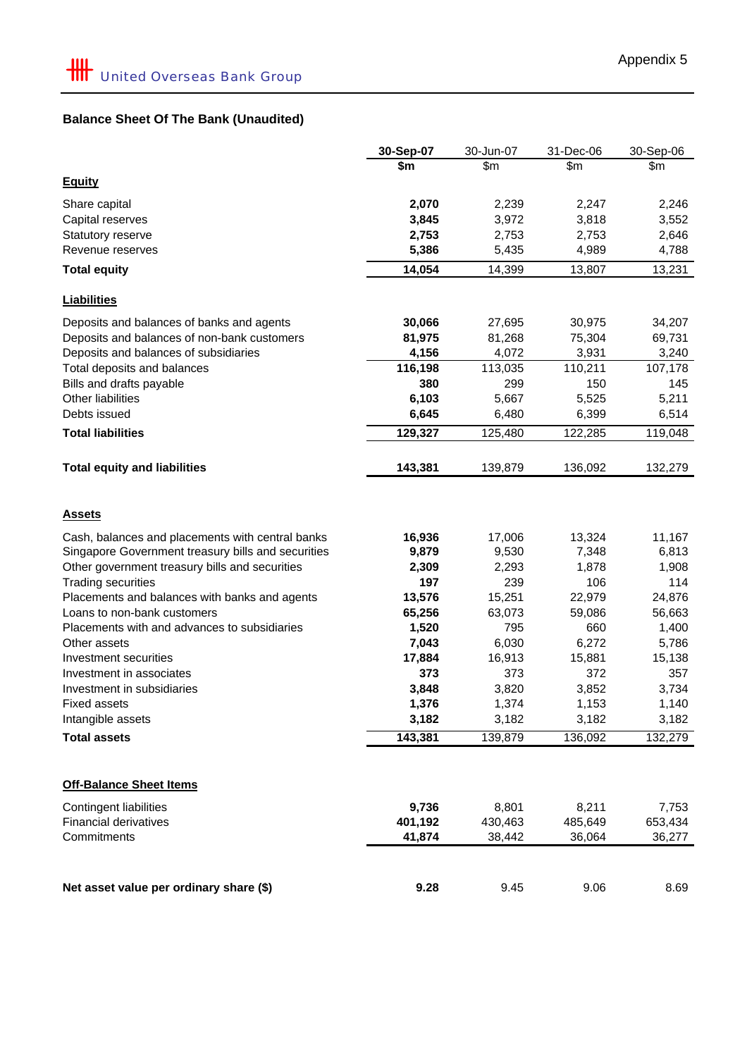United Overseas Bank Group

Appendix 5

## Balance Sheet Of The Bank (Unaudited)

| | **30-Sep-07** | 30-Jun-07 | 31-Dec-06 | 30-Sep-06 |
|---|---|---|---|---|
| | **$m** | $m | $m | $m |
| **Equity** | | | | |
| Share capital | **2,070** | 2,239 | 2,247 | 2,246 |
| Capital reserves | **3,845** | 3,972 | 3,818 | 3,552 |
| Statutory reserve | **2,753** | 2,753 | 2,753 | 2,646 |
| Revenue reserves | **5,386** | 5,435 | 4,989 | 4,788 |
| **Total equity** | **14,054** | 14,399 | 13,807 | 13,231 |
| **Liabilities** | | | | |
| Deposits and balances of banks and agents | **30,066** | 27,695 | 30,975 | 34,207 |
| Deposits and balances of non-bank customers | **81,975** | 81,268 | 75,304 | 69,731 |
| Deposits and balances of subsidiaries | **4,156** | 4,072 | 3,931 | 3,240 |
| Total deposits and balances | **116,198** | 113,035 | 110,211 | 107,178 |
| Bills and drafts payable | **380** | 299 | 150 | 145 |
| Other liabilities | **6,103** | 5,667 | 5,525 | 5,211 |
| Debts issued | **6,645** | 6,480 | 6,399 | 6,514 |
| **Total liabilities** | **129,327** | 125,480 | 122,285 | 119,048 |
| **Total equity and liabilities** | **143,381** | 139,879 | 136,092 | 132,279 |
| **Assets** | | | | |
| Cash, balances and placements with central banks | **16,936** | 17,006 | 13,324 | 11,167 |
| Singapore Government treasury bills and securities | **9,879** | 9,530 | 7,348 | 6,813 |
| Other government treasury bills and securities | **2,309** | 2,293 | 1,878 | 1,908 |
| Trading securities | **197** | 239 | 106 | 114 |
| Placements and balances with banks and agents | **13,576** | 15,251 | 22,979 | 24,876 |
| Loans to non-bank customers | **65,256** | 63,073 | 59,086 | 56,663 |
| Placements with and advances to subsidiaries | **1,520** | 795 | 660 | 1,400 |
| Other assets | **7,043** | 6,030 | 6,272 | 5,786 |
| Investment securities | **17,884** | 16,913 | 15,881 | 15,138 |
| Investment in associates | **373** | 373 | 372 | 357 |
| Investment in subsidiaries | **3,848** | 3,820 | 3,852 | 3,734 |
| Fixed assets | **1,376** | 1,374 | 1,153 | 1,140 |
| Intangible assets | **3,182** | 3,182 | 3,182 | 3,182 |
| **Total assets** | **143,381** | 139,879 | 136,092 | 132,279 |
| **Off-Balance Sheet Items** | | | | |
| Contingent liabilities | **9,736** | 8,801 | 8,211 | 7,753 |
| Financial derivatives | **401,192** | 430,463 | 485,649 | 653,434 |
| Commitments | **41,874** | 38,442 | 36,064 | 36,277 |
| **Net asset value per ordinary share ($)** | **9.28** | 9.45 | 9.06 | 8.69 |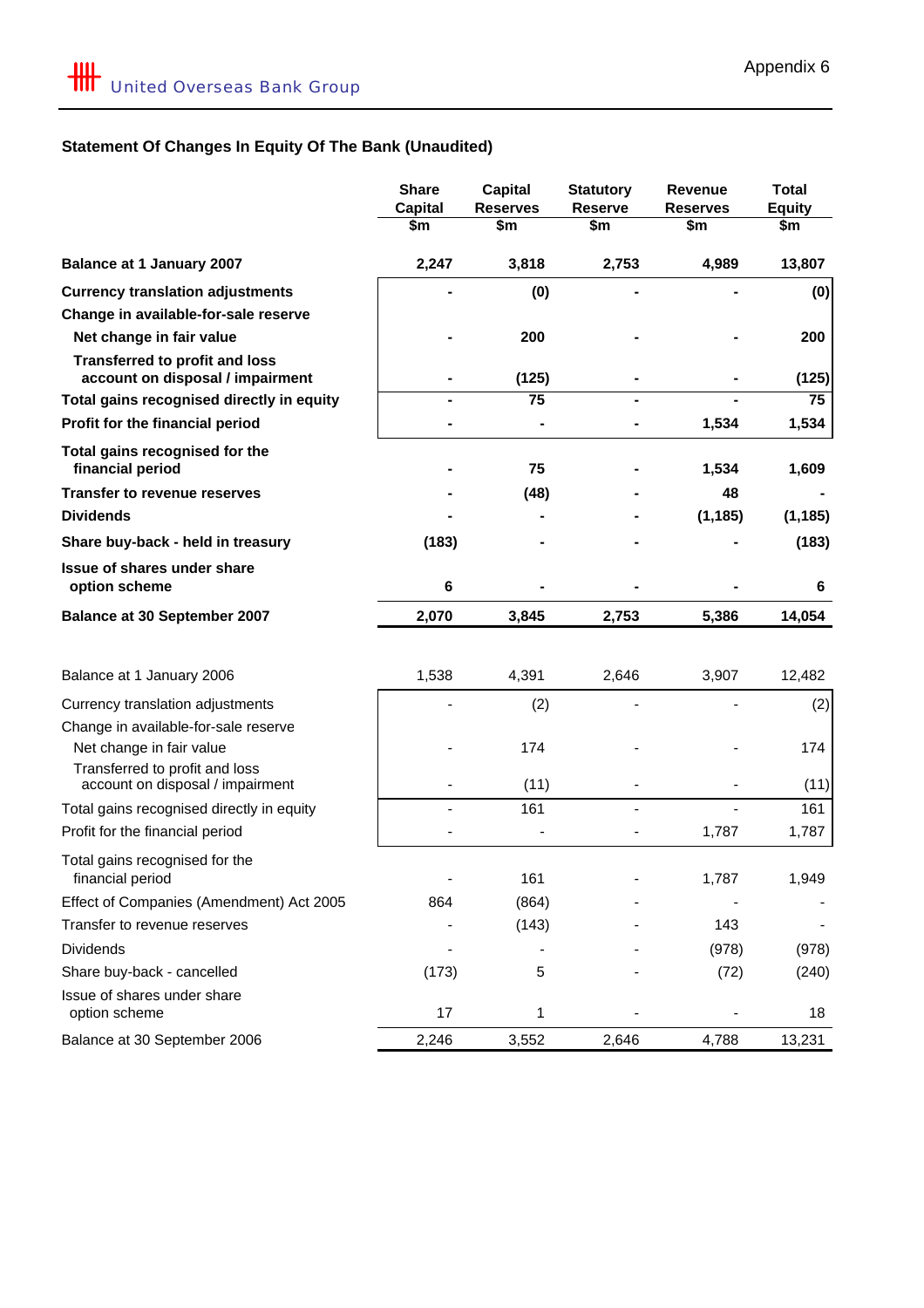United Overseas Bank Group

Appendix 6

## Statement Of Changes In Equity Of The Bank (Unaudited)

| | Share Capital $m | Capital Reserves $m | Statutory Reserve $m | Revenue Reserves $m | Total Equity $m |
|---|---|---|---|---|---|
| **Balance at 1 January 2007** | **2,247** | **3,818** | **2,753** | **4,989** | **13,807** |
| **Currency translation adjustments** | **-** | **(0)** | **-** | **-** | **(0)** |
| **Change in available-for-sale reserve** | | | | | |
| **Net change in fair value** | **-** | **200** | **-** | **-** | **200** |
| **Transferred to profit and loss account on disposal / impairment** | **-** | **(125)** | **-** | **-** | **(125)** |
| **Total gains recognised directly in equity** | **-** | **75** | **-** | **-** | **75** |
| **Profit for the financial period** | **-** | **-** | **-** | **1,534** | **1,534** |
| **Total gains recognised for the financial period** | **-** | **75** | **-** | **1,534** | **1,609** |
| **Transfer to revenue reserves** | **-** | **(48)** | **-** | **48** | **-** |
| **Dividends** | **-** | **-** | **-** | **(1,185)** | **(1,185)** |
| **Share buy-back - held in treasury** | **(183)** | **-** | **-** | **-** | **(183)** |
| **Issue of shares under share option scheme** | **6** | **-** | **-** | **-** | **6** |
| **Balance at 30 September 2007** | **2,070** | **3,845** | **2,753** | **5,386** | **14,054** |
| | | | | | |
| Balance at 1 January 2006 | 1,538 | 4,391 | 2,646 | 3,907 | 12,482 |
| Currency translation adjustments | - | (2) | - | - | (2) |
| Change in available-for-sale reserve | | | | | |
| Net change in fair value | - | 174 | - | - | 174 |
| Transferred to profit and loss account on disposal / impairment | - | (11) | - | - | (11) |
| Total gains recognised directly in equity | - | 161 | - | - | 161 |
| Profit for the financial period | - | - | - | 1,787 | 1,787 |
| Total gains recognised for the financial period | - | 161 | - | 1,787 | 1,949 |
| Effect of Companies (Amendment) Act 2005 | 864 | (864) | - | - | - |
| Transfer to revenue reserves | - | (143) | - | 143 | - |
| Dividends | - | - | - | (978) | (978) |
| Share buy-back - cancelled | (173) | 5 | - | (72) | (240) |
| Issue of shares under share option scheme | 17 | 1 | - | - | 18 |
| Balance at 30 September 2006 | 2,246 | 3,552 | 2,646 | 4,788 | 13,231 |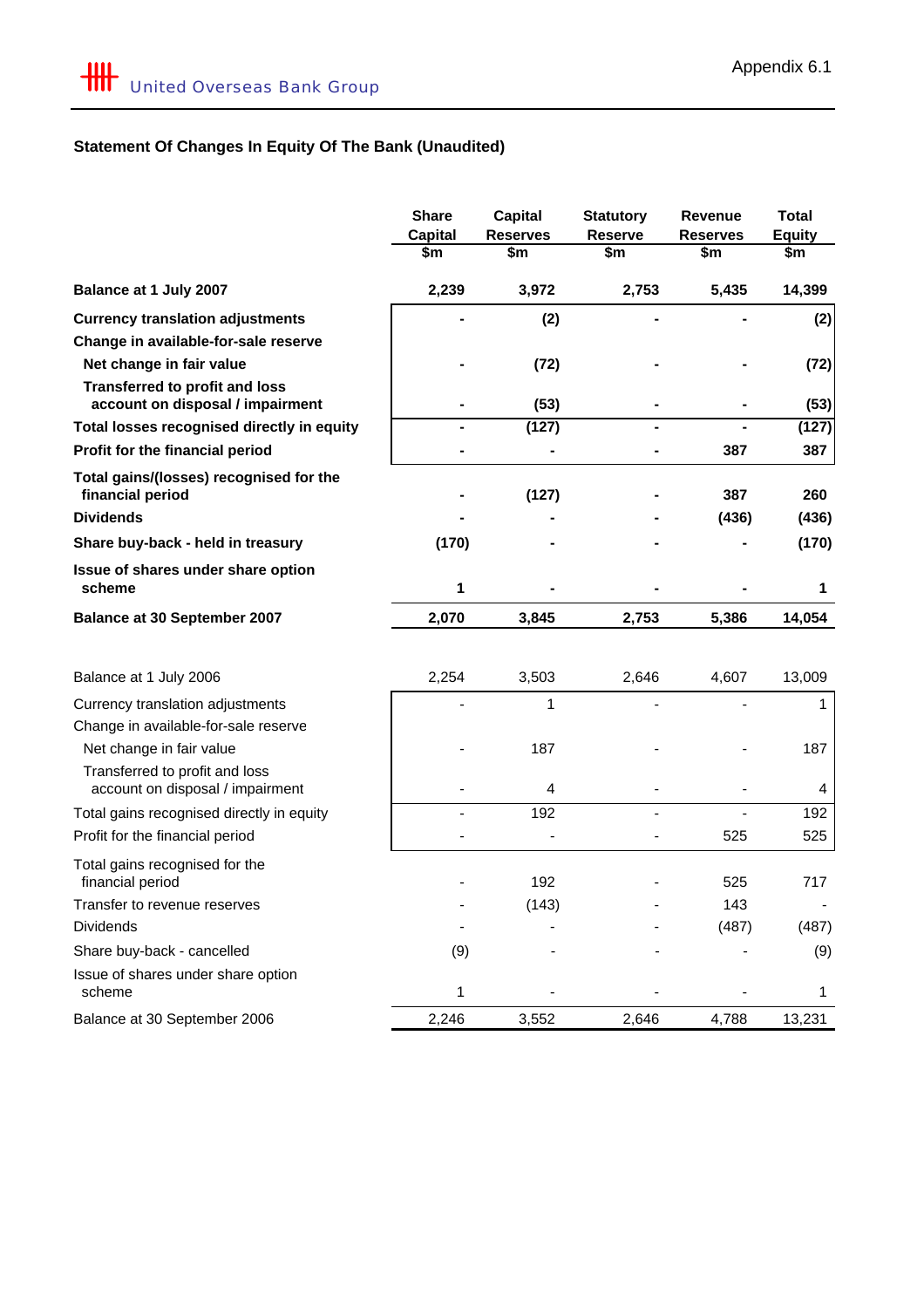Appendix 6.1

## Statement Of Changes In Equity Of The Bank (Unaudited)

| | Share Capital $m | Capital Reserves $m | Statutory Reserve $m | Revenue Reserves $m | Total Equity $m |
|---|---|---|---|---|---|
| **Balance at 1 July 2007** | **2,239** | **3,972** | **2,753** | **5,435** | **14,399** |
| **Currency translation adjustments** | **-** | **(2)** | **-** | **-** | **(2)** |
| **Change in available-for-sale reserve** | | | | | |
| **Net change in fair value** | **-** | **(72)** | **-** | **-** | **(72)** |
| **Transferred to profit and loss account on disposal / impairment** | **-** | **(53)** | **-** | **-** | **(53)** |
| **Total losses recognised directly in equity** | **-** | **(127)** | **-** | **-** | **(127)** |
| **Profit for the financial period** | **-** | **-** | **-** | **387** | **387** |
| **Total gains/(losses) recognised for the financial period** | **-** | **(127)** | **-** | **387** | **260** |
| **Dividends** | **-** | **-** | **-** | **(436)** | **(436)** |
| **Share buy-back - held in treasury** | **(170)** | **-** | **-** | **-** | **(170)** |
| **Issue of shares under share option scheme** | **1** | **-** | **-** | **-** | **1** |
| **Balance at 30 September 2007** | **2,070** | **3,845** | **2,753** | **5,386** | **14,054** |
| | | | | | |
| Balance at 1 July 2006 | 2,254 | 3,503 | 2,646 | 4,607 | 13,009 |
| Currency translation adjustments | - | 1 | - | - | 1 |
| Change in available-for-sale reserve | | | | | |
| Net change in fair value | - | 187 | - | - | 187 |
| Transferred to profit and loss account on disposal / impairment | - | 4 | - | - | 4 |
| Total gains recognised directly in equity | - | 192 | - | - | 192 |
| Profit for the financial period | - | - | - | 525 | 525 |
| Total gains recognised for the financial period | - | 192 | - | 525 | 717 |
| Transfer to revenue reserves | - | (143) | - | 143 | - |
| Dividends | - | - | - | (487) | (487) |
| Share buy-back - cancelled | (9) | - | - | - | (9) |
| Issue of shares under share option scheme | 1 | - | - | - | 1 |
| Balance at 30 September 2006 | 2,246 | 3,552 | 2,646 | 4,788 | 13,231 |